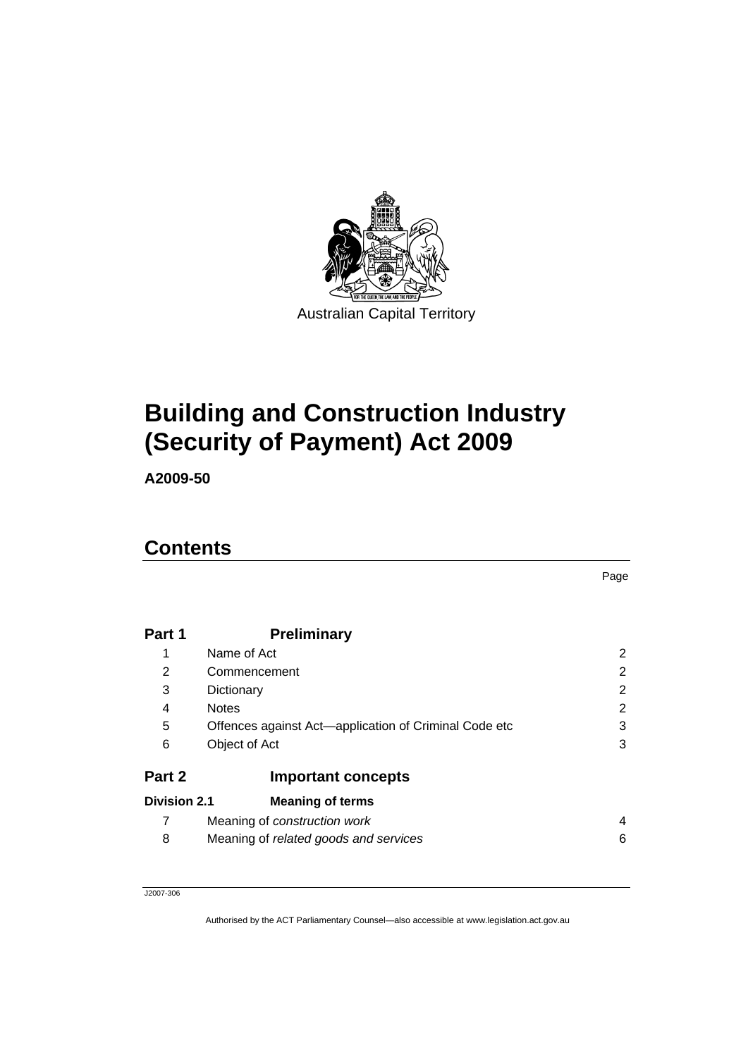Australian Capital Territory

# Building and Construction Industry (Security of Payment) Act 2009

**A2009-50**

## Contents

| | | Page |
|---|---|---|
| **Part 1** | **Preliminary** | |
| 1 | Name of Act | 2 |
| 2 | Commencement | 2 |
| 3 | Dictionary | 2 |
| 4 | Notes | 2 |
| 5 | Offences against Act—application of Criminal Code etc | 3 |
| 6 | Object of Act | 3 |
| **Part 2** | **Important concepts** | |
| **Division 2.1** | **Meaning of terms** | |
| 7 | Meaning of *construction work* | 4 |
| 8 | Meaning of *related goods and services* | 6 |

J2007-306

Authorised by the ACT Parliamentary Counsel—also accessible at www.legislation.act.gov.au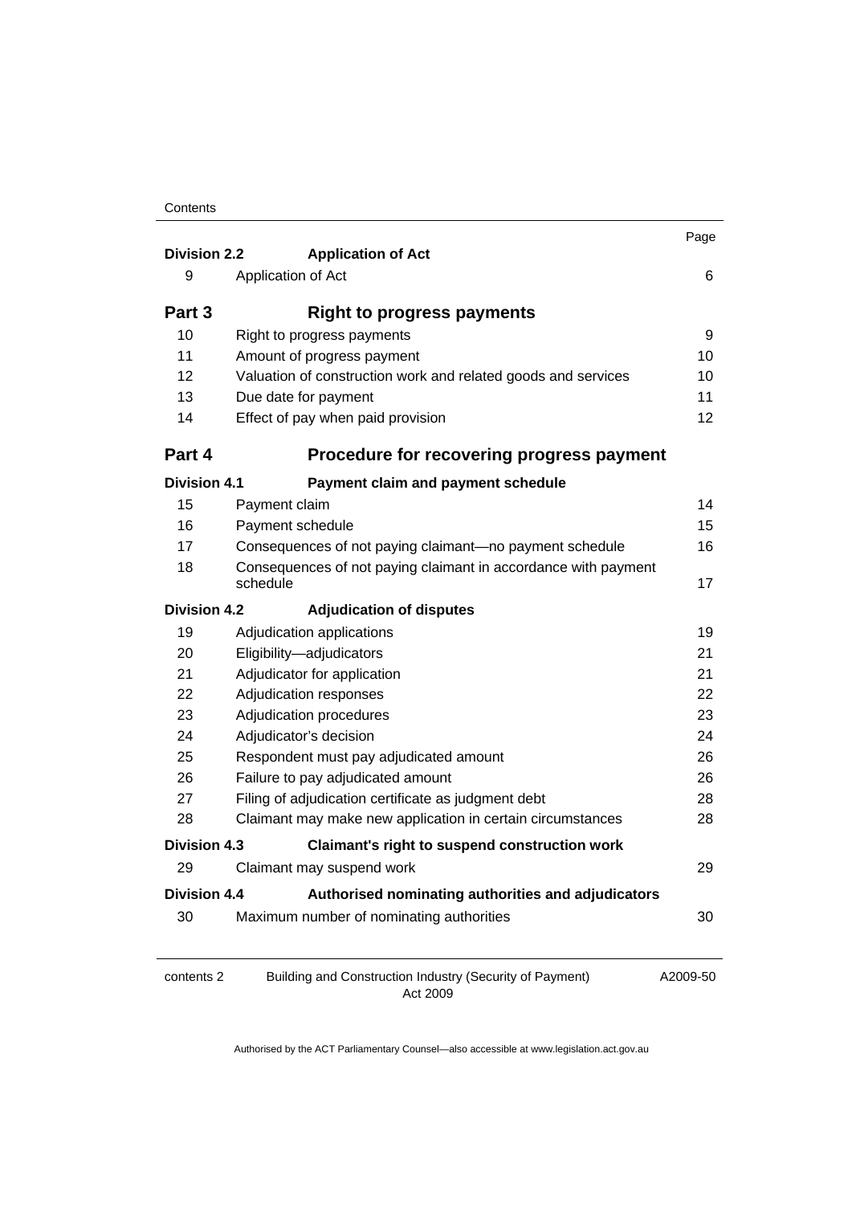| | | Page |
|---|---|---|
| **Division 2.2** | **Application of Act** | |
| 9 | Application of Act | 6 |
| **Part 3** | **Right to progress payments** | |
| 10 | Right to progress payments | 9 |
| 11 | Amount of progress payment | 10 |
| 12 | Valuation of construction work and related goods and services | 10 |
| 13 | Due date for payment | 11 |
| 14 | Effect of pay when paid provision | 12 |
| **Part 4** | **Procedure for recovering progress payment** | |
| **Division 4.1** | **Payment claim and payment schedule** | |
| 15 | Payment claim | 14 |
| 16 | Payment schedule | 15 |
| 17 | Consequences of not paying claimant—no payment schedule | 16 |
| 18 | Consequences of not paying claimant in accordance with payment schedule | 17 |
| **Division 4.2** | **Adjudication of disputes** | |
| 19 | Adjudication applications | 19 |
| 20 | Eligibility—adjudicators | 21 |
| 21 | Adjudicator for application | 21 |
| 22 | Adjudication responses | 22 |
| 23 | Adjudication procedures | 23 |
| 24 | Adjudicator's decision | 24 |
| 25 | Respondent must pay adjudicated amount | 26 |
| 26 | Failure to pay adjudicated amount | 26 |
| 27 | Filing of adjudication certificate as judgment debt | 28 |
| 28 | Claimant may make new application in certain circumstances | 28 |
| **Division 4.3** | **Claimant's right to suspend construction work** | |
| 29 | Claimant may suspend work | 29 |
| **Division 4.4** | **Authorised nominating authorities and adjudicators** | |
| 30 | Maximum number of nominating authorities | 30 |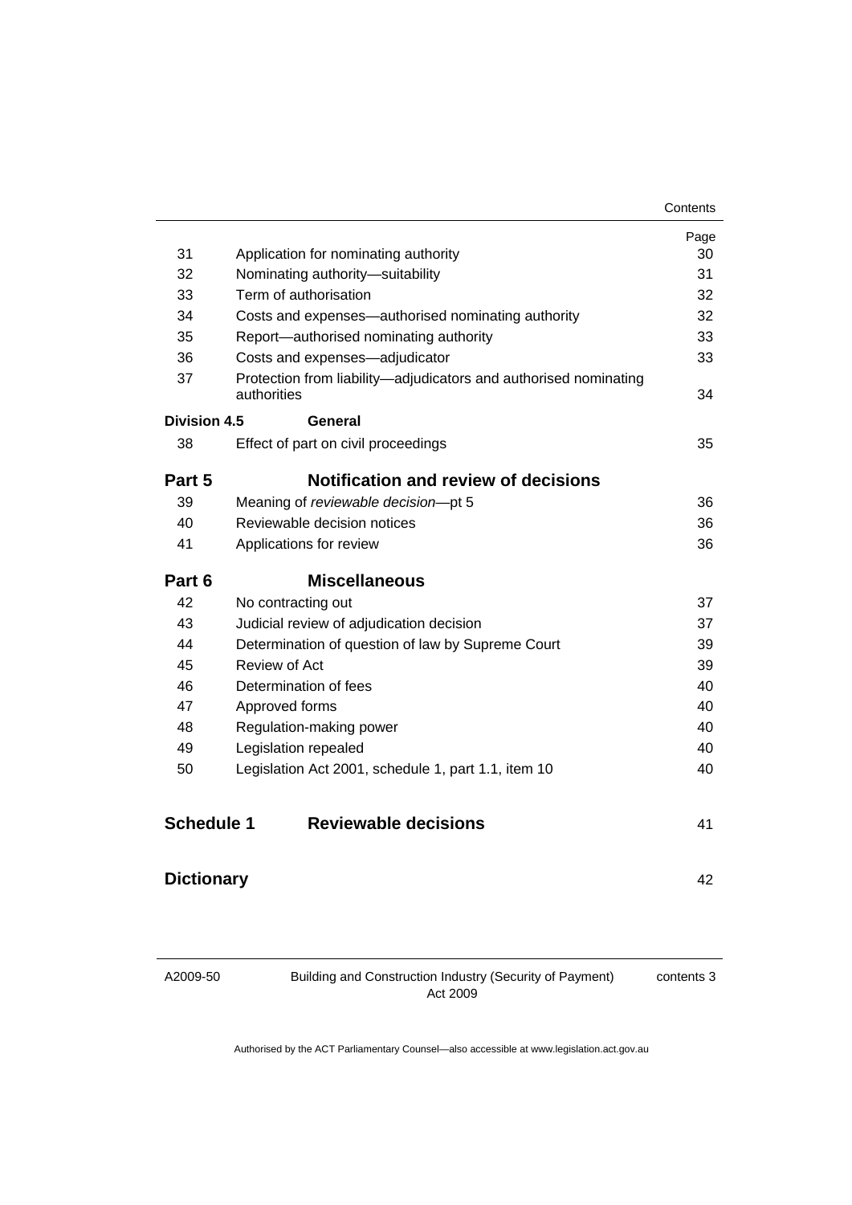| | | Page |
|---|---|---|
| 31 | Application for nominating authority | 30 |
| 32 | Nominating authority—suitability | 31 |
| 33 | Term of authorisation | 32 |
| 34 | Costs and expenses—authorised nominating authority | 32 |
| 35 | Report—authorised nominating authority | 33 |
| 36 | Costs and expenses—adjudicator | 33 |
| 37 | Protection from liability—adjudicators and authorised nominating authorities | 34 |
| **Division 4.5** | **General** | |
| 38 | Effect of part on civil proceedings | 35 |
| **Part 5** | **Notification and review of decisions** | |
| 39 | Meaning of *reviewable decision*—pt 5 | 36 |
| 40 | Reviewable decision notices | 36 |
| 41 | Applications for review | 36 |
| **Part 6** | **Miscellaneous** | |
| 42 | No contracting out | 37 |
| 43 | Judicial review of adjudication decision | 37 |
| 44 | Determination of question of law by Supreme Court | 39 |
| 45 | Review of Act | 39 |
| 46 | Determination of fees | 40 |
| 47 | Approved forms | 40 |
| 48 | Regulation-making power | 40 |
| 49 | Legislation repealed | 40 |
| 50 | Legislation Act 2001, schedule 1, part 1.1, item 10 | 40 |
| **Schedule 1** | **Reviewable decisions** | 41 |
| **Dictionary** | | 42 |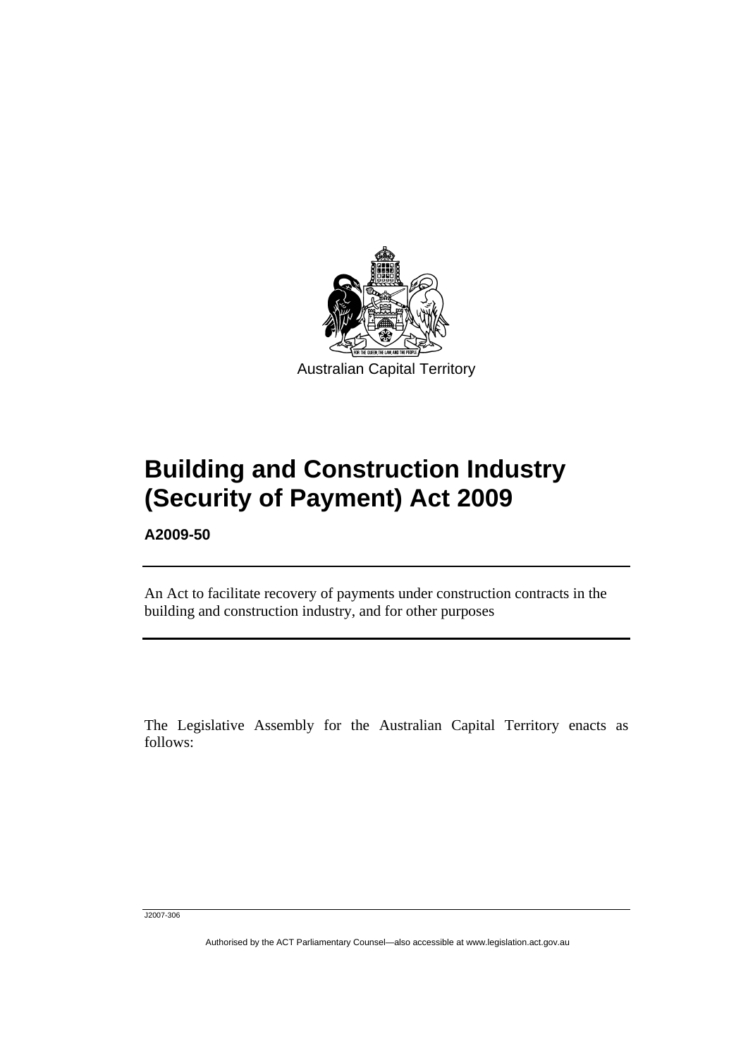Australian Capital Territory

# Building and Construction Industry (Security of Payment) Act 2009

**A2009-50**

An Act to facilitate recovery of payments under construction contracts in the building and construction industry, and for other purposes

The Legislative Assembly for the Australian Capital Territory enacts as follows:

J2007-306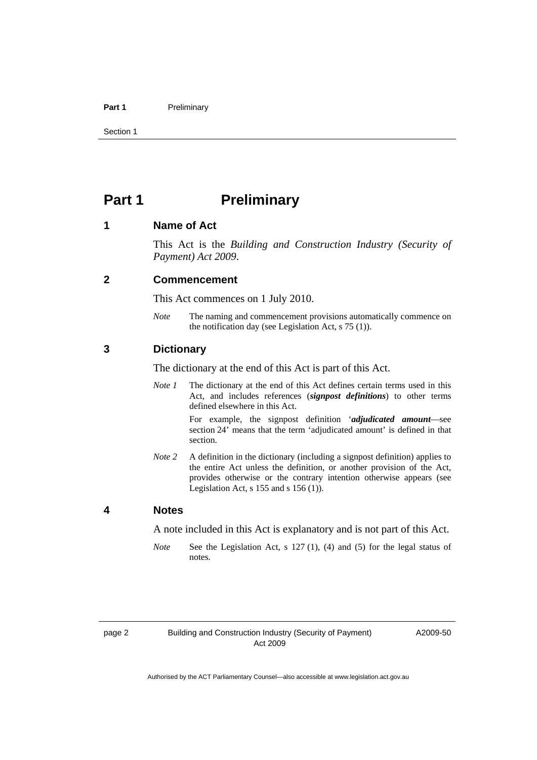# Part 1 Preliminary

## 1 Name of Act

This Act is the *Building and Construction Industry (Security of Payment) Act 2009*.

## 2 Commencement

This Act commences on 1 July 2010.

*Note* The naming and commencement provisions automatically commence on the notification day (see Legislation Act, s 75 (1)).

## 3 Dictionary

The dictionary at the end of this Act is part of this Act.

*Note 1* The dictionary at the end of this Act defines certain terms used in this Act, and includes references (***signpost definitions***) to other terms defined elsewhere in this Act.

For example, the signpost definition '***adjudicated amount***—see section 24' means that the term 'adjudicated amount' is defined in that section.

*Note 2* A definition in the dictionary (including a signpost definition) applies to the entire Act unless the definition, or another provision of the Act, provides otherwise or the contrary intention otherwise appears (see Legislation Act, s 155 and s 156 (1)).

## 4 Notes

A note included in this Act is explanatory and is not part of this Act.

*Note* See the Legislation Act, s 127 (1), (4) and (5) for the legal status of notes.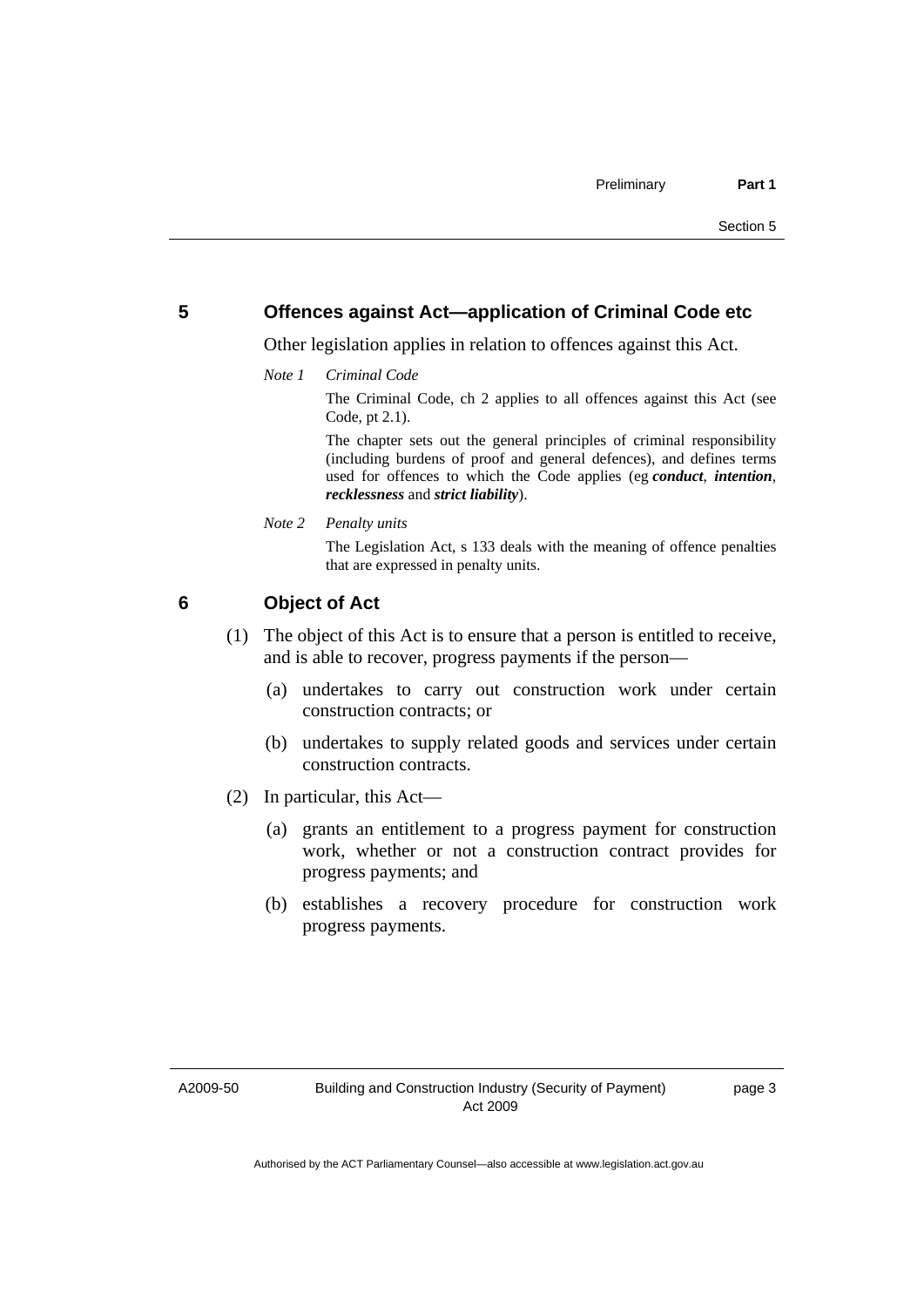## 5 Offences against Act—application of Criminal Code etc

Other legislation applies in relation to offences against this Act.

*Note 1 Criminal Code*

The Criminal Code, ch 2 applies to all offences against this Act (see Code, pt 2.1).

The chapter sets out the general principles of criminal responsibility (including burdens of proof and general defences), and defines terms used for offences to which the Code applies (eg ***conduct***, ***intention***, ***recklessness*** and ***strict liability***).

*Note 2 Penalty units*

The Legislation Act, s 133 deals with the meaning of offence penalties that are expressed in penalty units.

## 6 Object of Act

(1) The object of this Act is to ensure that a person is entitled to receive, and is able to recover, progress payments if the person—

(a) undertakes to carry out construction work under certain construction contracts; or

(b) undertakes to supply related goods and services under certain construction contracts.

(2) In particular, this Act—

(a) grants an entitlement to a progress payment for construction work, whether or not a construction contract provides for progress payments; and

(b) establishes a recovery procedure for construction work progress payments.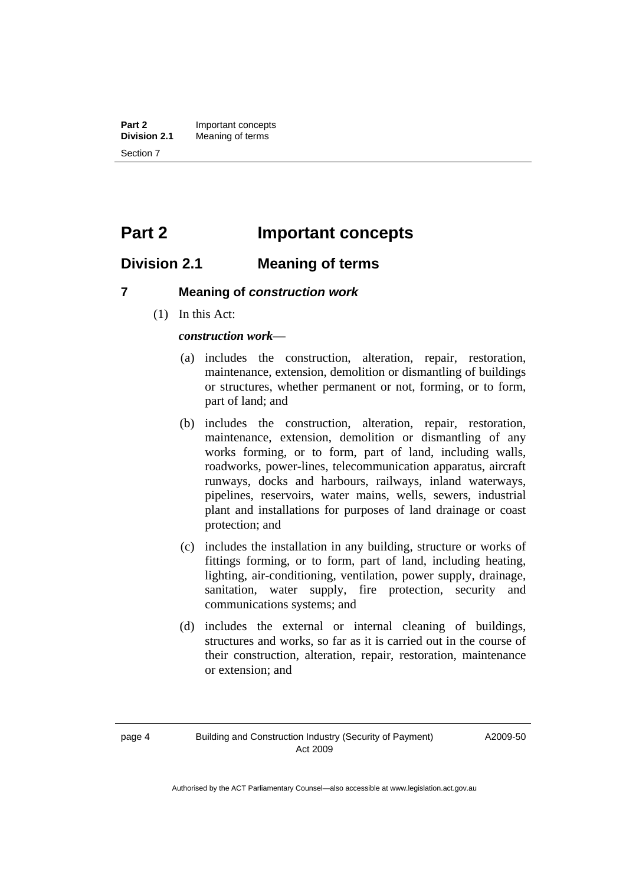# Part 2 Important concepts

## Division 2.1 Meaning of terms

### 7 Meaning of *construction work*

(1) In this Act:

***construction work***—

(a) includes the construction, alteration, repair, restoration, maintenance, extension, demolition or dismantling of buildings or structures, whether permanent or not, forming, or to form, part of land; and

(b) includes the construction, alteration, repair, restoration, maintenance, extension, demolition or dismantling of any works forming, or to form, part of land, including walls, roadworks, power-lines, telecommunication apparatus, aircraft runways, docks and harbours, railways, inland waterways, pipelines, reservoirs, water mains, wells, sewers, industrial plant and installations for purposes of land drainage or coast protection; and

(c) includes the installation in any building, structure or works of fittings forming, or to form, part of land, including heating, lighting, air-conditioning, ventilation, power supply, drainage, sanitation, water supply, fire protection, security and communications systems; and

(d) includes the external or internal cleaning of buildings, structures and works, so far as it is carried out in the course of their construction, alteration, repair, restoration, maintenance or extension; and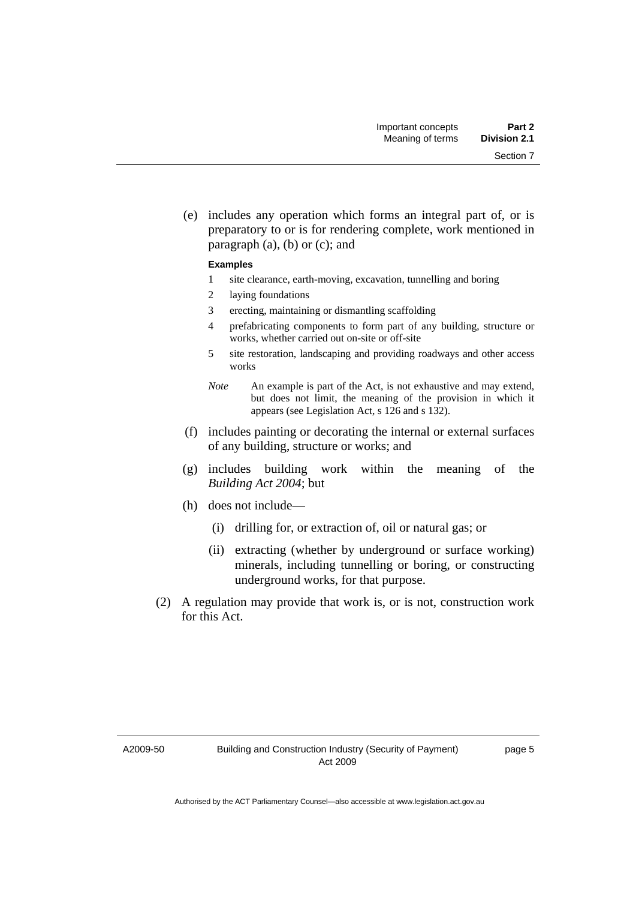(e) includes any operation which forms an integral part of, or is preparatory to or is for rendering complete, work mentioned in paragraph (a), (b) or (c); and

**Examples**

1 site clearance, earth-moving, excavation, tunnelling and boring

2 laying foundations

3 erecting, maintaining or dismantling scaffolding

4 prefabricating components to form part of any building, structure or works, whether carried out on-site or off-site

5 site restoration, landscaping and providing roadways and other access works

*Note* An example is part of the Act, is not exhaustive and may extend, but does not limit, the meaning of the provision in which it appears (see Legislation Act, s 126 and s 132).

(f) includes painting or decorating the internal or external surfaces of any building, structure or works; and

(g) includes building work within the meaning of the *Building Act 2004*; but

(h) does not include—

(i) drilling for, or extraction of, oil or natural gas; or

(ii) extracting (whether by underground or surface working) minerals, including tunnelling or boring, or constructing underground works, for that purpose.

(2) A regulation may provide that work is, or is not, construction work for this Act.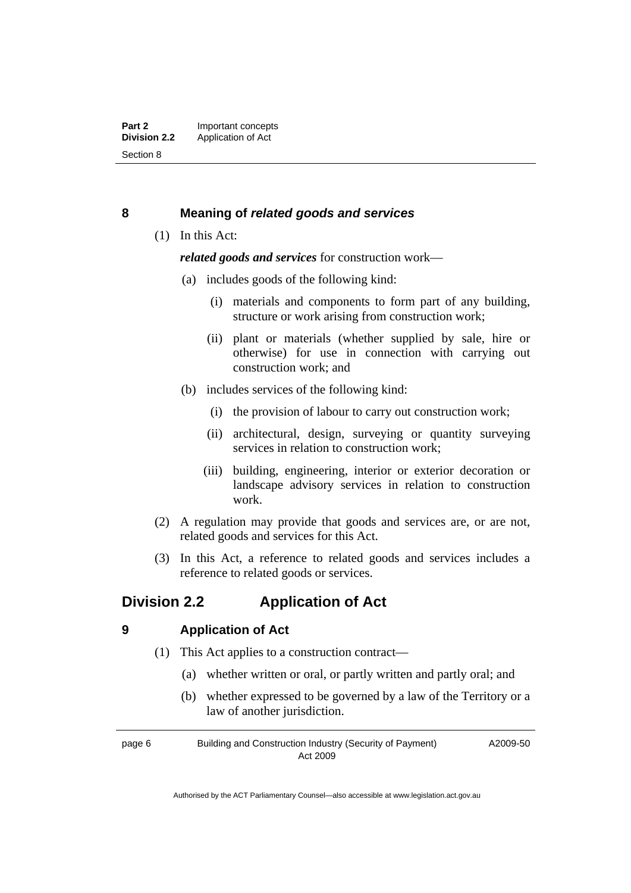## 8 Meaning of *related goods and services*

(1) In this Act:

***related goods and services*** for construction work—

(a) includes goods of the following kind:

(i) materials and components to form part of any building, structure or work arising from construction work;

(ii) plant or materials (whether supplied by sale, hire or otherwise) for use in connection with carrying out construction work; and

(b) includes services of the following kind:

(i) the provision of labour to carry out construction work;

(ii) architectural, design, surveying or quantity surveying services in relation to construction work;

(iii) building, engineering, interior or exterior decoration or landscape advisory services in relation to construction work.

(2) A regulation may provide that goods and services are, or are not, related goods and services for this Act.

(3) In this Act, a reference to related goods and services includes a reference to related goods or services.

# Division 2.2 Application of Act

## 9 Application of Act

(1) This Act applies to a construction contract—

(a) whether written or oral, or partly written and partly oral; and

(b) whether expressed to be governed by a law of the Territory or a law of another jurisdiction.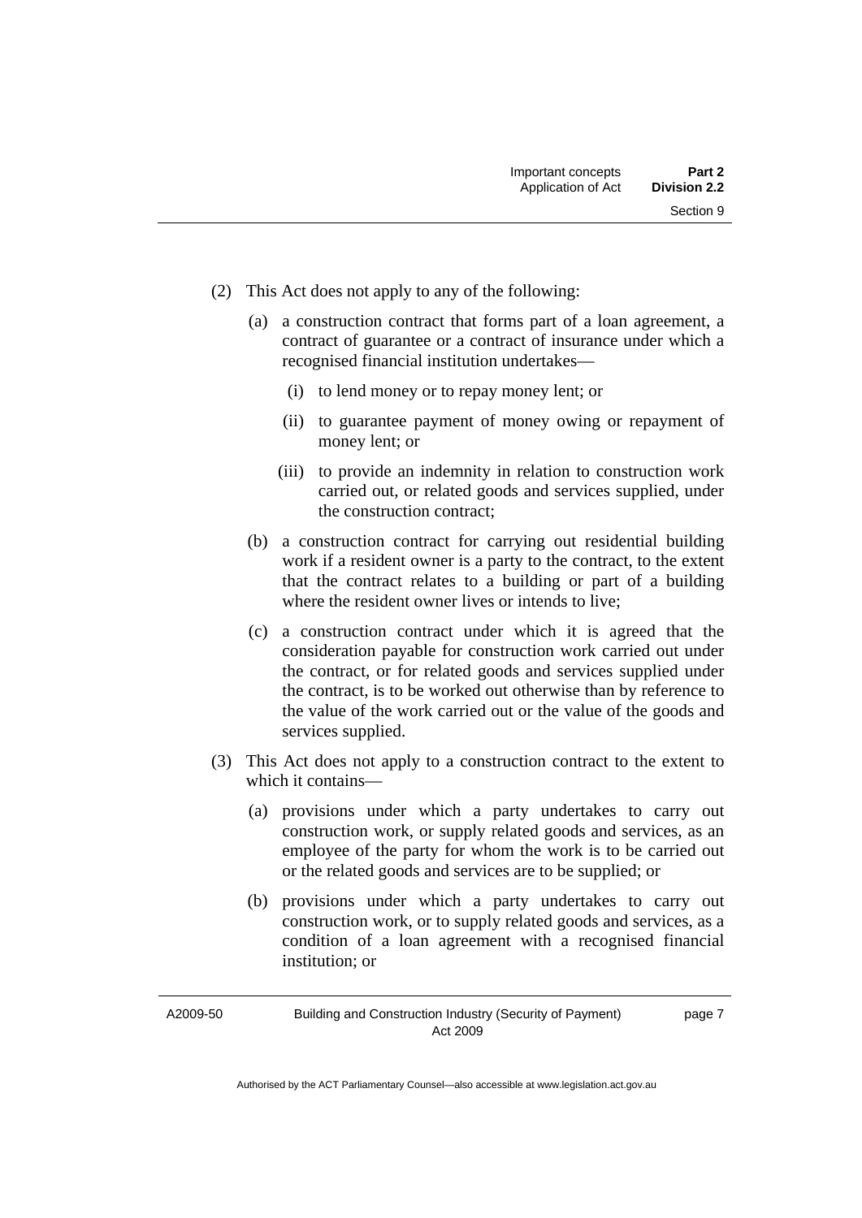(2) This Act does not apply to any of the following:

(a) a construction contract that forms part of a loan agreement, a contract of guarantee or a contract of insurance under which a recognised financial institution undertakes—

(i) to lend money or to repay money lent; or

(ii) to guarantee payment of money owing or repayment of money lent; or

(iii) to provide an indemnity in relation to construction work carried out, or related goods and services supplied, under the construction contract;

(b) a construction contract for carrying out residential building work if a resident owner is a party to the contract, to the extent that the contract relates to a building or part of a building where the resident owner lives or intends to live;

(c) a construction contract under which it is agreed that the consideration payable for construction work carried out under the contract, or for related goods and services supplied under the contract, is to be worked out otherwise than by reference to the value of the work carried out or the value of the goods and services supplied.

(3) This Act does not apply to a construction contract to the extent to which it contains—

(a) provisions under which a party undertakes to carry out construction work, or supply related goods and services, as an employee of the party for whom the work is to be carried out or the related goods and services are to be supplied; or

(b) provisions under which a party undertakes to carry out construction work, or to supply related goods and services, as a condition of a loan agreement with a recognised financial institution; or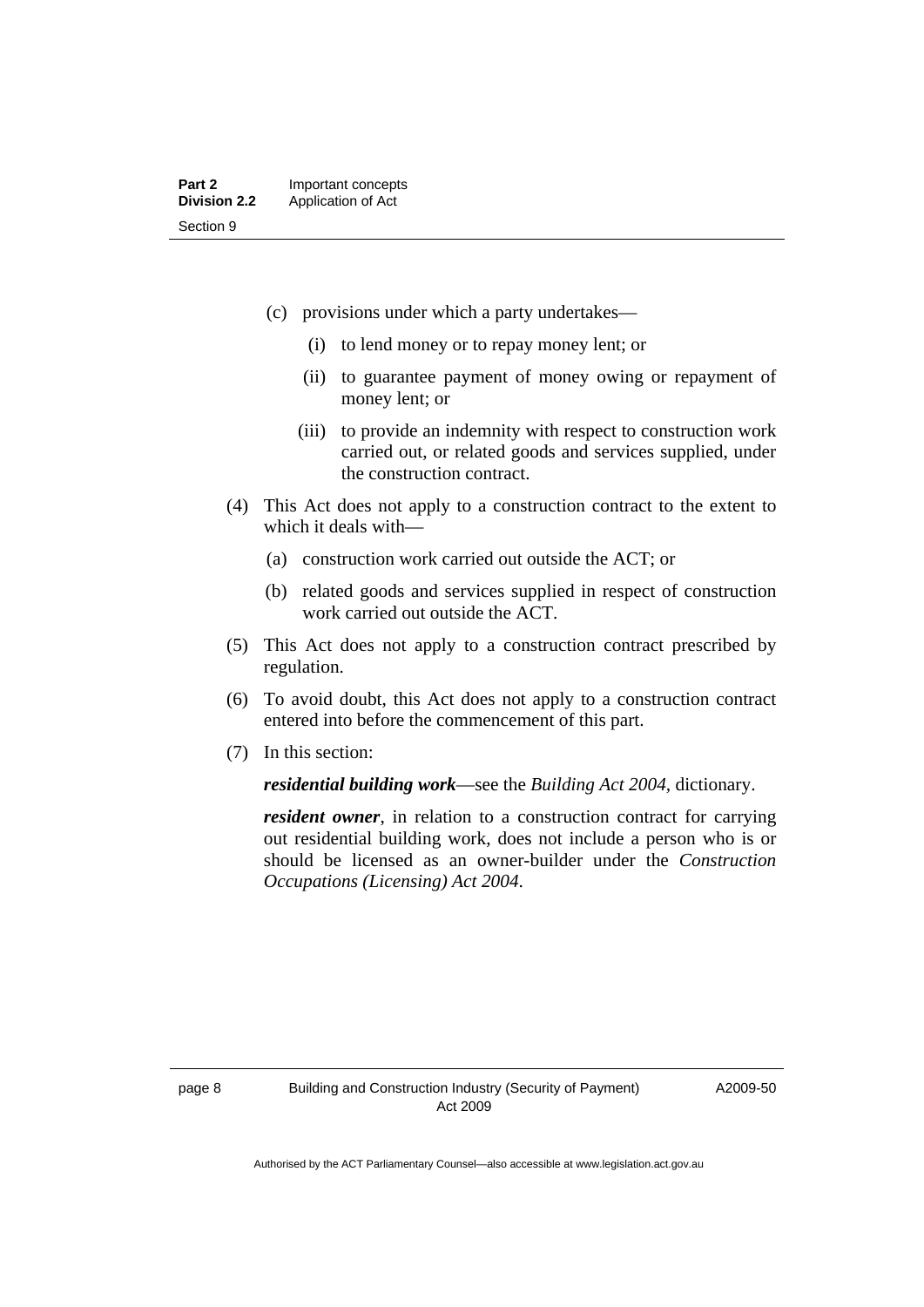(c) provisions under which a party undertakes—

(i) to lend money or to repay money lent; or

(ii) to guarantee payment of money owing or repayment of money lent; or

(iii) to provide an indemnity with respect to construction work carried out, or related goods and services supplied, under the construction contract.

(4) This Act does not apply to a construction contract to the extent to which it deals with—

(a) construction work carried out outside the ACT; or

(b) related goods and services supplied in respect of construction work carried out outside the ACT.

(5) This Act does not apply to a construction contract prescribed by regulation.

(6) To avoid doubt, this Act does not apply to a construction contract entered into before the commencement of this part.

(7) In this section:

***residential building work***—see the *Building Act 2004*, dictionary.

***resident owner***, in relation to a construction contract for carrying out residential building work, does not include a person who is or should be licensed as an owner-builder under the *Construction Occupations (Licensing) Act 2004*.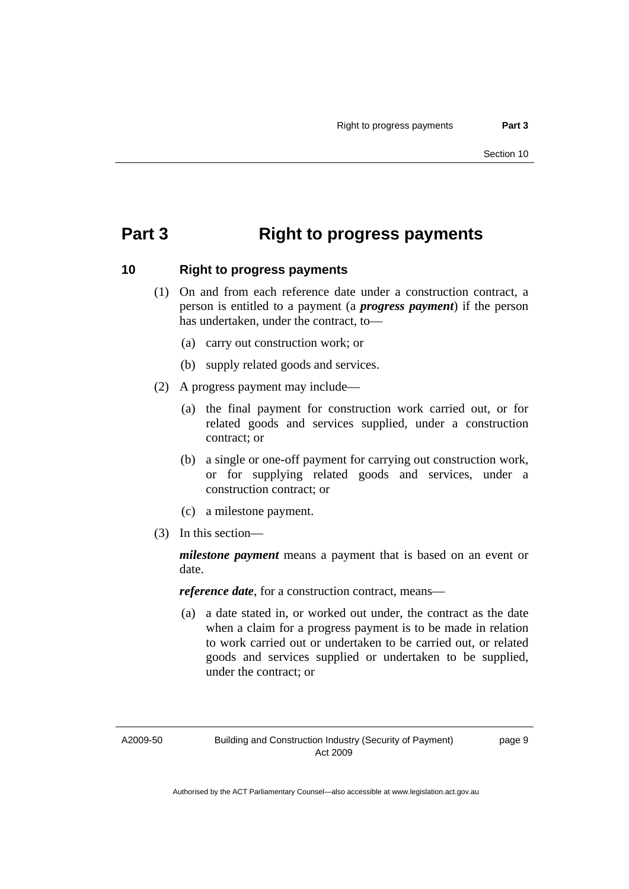# Part 3 Right to progress payments

## 10 Right to progress payments

(1) On and from each reference date under a construction contract, a person is entitled to a payment (a ***progress payment***) if the person has undertaken, under the contract, to—

(a) carry out construction work; or

(b) supply related goods and services.

(2) A progress payment may include—

(a) the final payment for construction work carried out, or for related goods and services supplied, under a construction contract; or

(b) a single or one-off payment for carrying out construction work, or for supplying related goods and services, under a construction contract; or

(c) a milestone payment.

(3) In this section—

***milestone payment*** means a payment that is based on an event or date.

***reference date***, for a construction contract, means—

(a) a date stated in, or worked out under, the contract as the date when a claim for a progress payment is to be made in relation to work carried out or undertaken to be carried out, or related goods and services supplied or undertaken to be supplied, under the contract; or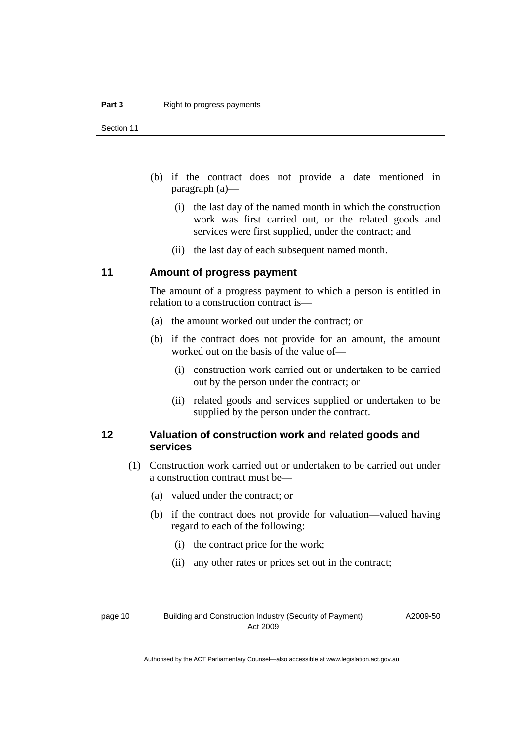(b) if the contract does not provide a date mentioned in paragraph (a)—

 (i) the last day of the named month in which the construction work was first carried out, or the related goods and services were first supplied, under the contract; and

 (ii) the last day of each subsequent named month.

## 11 Amount of progress payment

The amount of a progress payment to which a person is entitled in relation to a construction contract is—

(a) the amount worked out under the contract; or

(b) if the contract does not provide for an amount, the amount worked out on the basis of the value of—

 (i) construction work carried out or undertaken to be carried out by the person under the contract; or

 (ii) related goods and services supplied or undertaken to be supplied by the person under the contract.

## 12 Valuation of construction work and related goods and services

(1) Construction work carried out or undertaken to be carried out under a construction contract must be—

 (a) valued under the contract; or

 (b) if the contract does not provide for valuation—valued having regard to each of the following:

  (i) the contract price for the work;

  (ii) any other rates or prices set out in the contract;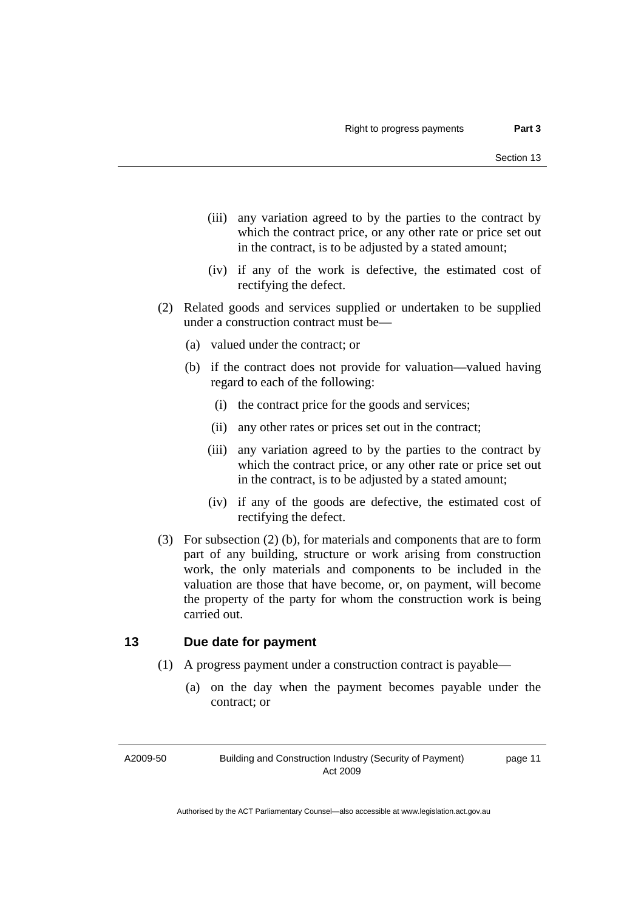(iii) any variation agreed to by the parties to the contract by which the contract price, or any other rate or price set out in the contract, is to be adjusted by a stated amount;

(iv) if any of the work is defective, the estimated cost of rectifying the defect.

(2) Related goods and services supplied or undertaken to be supplied under a construction contract must be—

(a) valued under the contract; or

(b) if the contract does not provide for valuation—valued having regard to each of the following:

(i) the contract price for the goods and services;

(ii) any other rates or prices set out in the contract;

(iii) any variation agreed to by the parties to the contract by which the contract price, or any other rate or price set out in the contract, is to be adjusted by a stated amount;

(iv) if any of the goods are defective, the estimated cost of rectifying the defect.

(3) For subsection (2) (b), for materials and components that are to form part of any building, structure or work arising from construction work, the only materials and components to be included in the valuation are those that have become, or, on payment, will become the property of the party for whom the construction work is being carried out.

## 13 Due date for payment

(1) A progress payment under a construction contract is payable—

(a) on the day when the payment becomes payable under the contract; or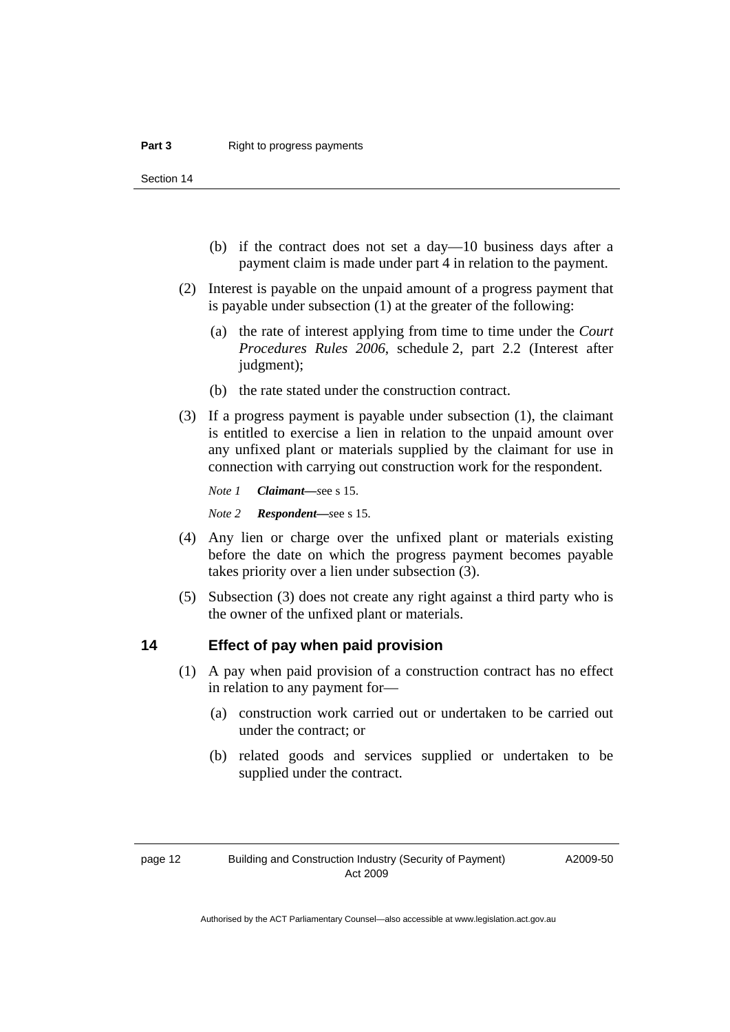(b) if the contract does not set a day—10 business days after a payment claim is made under part 4 in relation to the payment.

(2) Interest is payable on the unpaid amount of a progress payment that is payable under subsection (1) at the greater of the following:

(a) the rate of interest applying from time to time under the *Court Procedures Rules 2006*, schedule 2, part 2.2 (Interest after judgment);

(b) the rate stated under the construction contract.

(3) If a progress payment is payable under subsection (1), the claimant is entitled to exercise a lien in relation to the unpaid amount over any unfixed plant or materials supplied by the claimant for use in connection with carrying out construction work for the respondent.

*Note 1* ***Claimant***—see s 15.

*Note 2* ***Respondent***—see s 15.

(4) Any lien or charge over the unfixed plant or materials existing before the date on which the progress payment becomes payable takes priority over a lien under subsection (3).

(5) Subsection (3) does not create any right against a third party who is the owner of the unfixed plant or materials.

## 14 Effect of pay when paid provision

(1) A pay when paid provision of a construction contract has no effect in relation to any payment for—

(a) construction work carried out or undertaken to be carried out under the contract; or

(b) related goods and services supplied or undertaken to be supplied under the contract.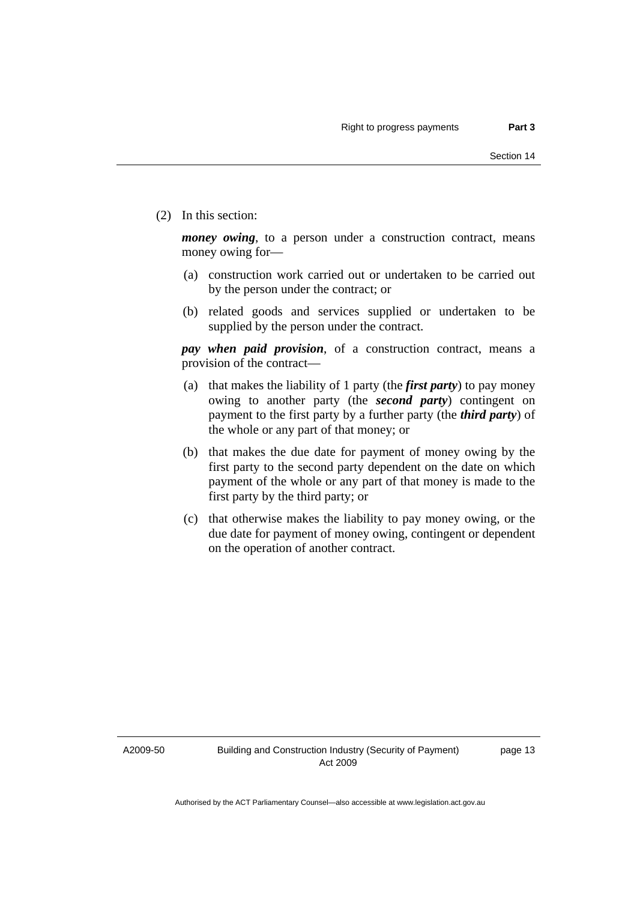(2) In this section:

***money owing***, to a person under a construction contract, means money owing for—

(a) construction work carried out or undertaken to be carried out by the person under the contract; or

(b) related goods and services supplied or undertaken to be supplied by the person under the contract.

***pay when paid provision***, of a construction contract, means a provision of the contract—

(a) that makes the liability of 1 party (the ***first party***) to pay money owing to another party (the ***second party***) contingent on payment to the first party by a further party (the ***third party***) of the whole or any part of that money; or

(b) that makes the due date for payment of money owing by the first party to the second party dependent on the date on which payment of the whole or any part of that money is made to the first party by the third party; or

(c) that otherwise makes the liability to pay money owing, or the due date for payment of money owing, contingent or dependent on the operation of another contract.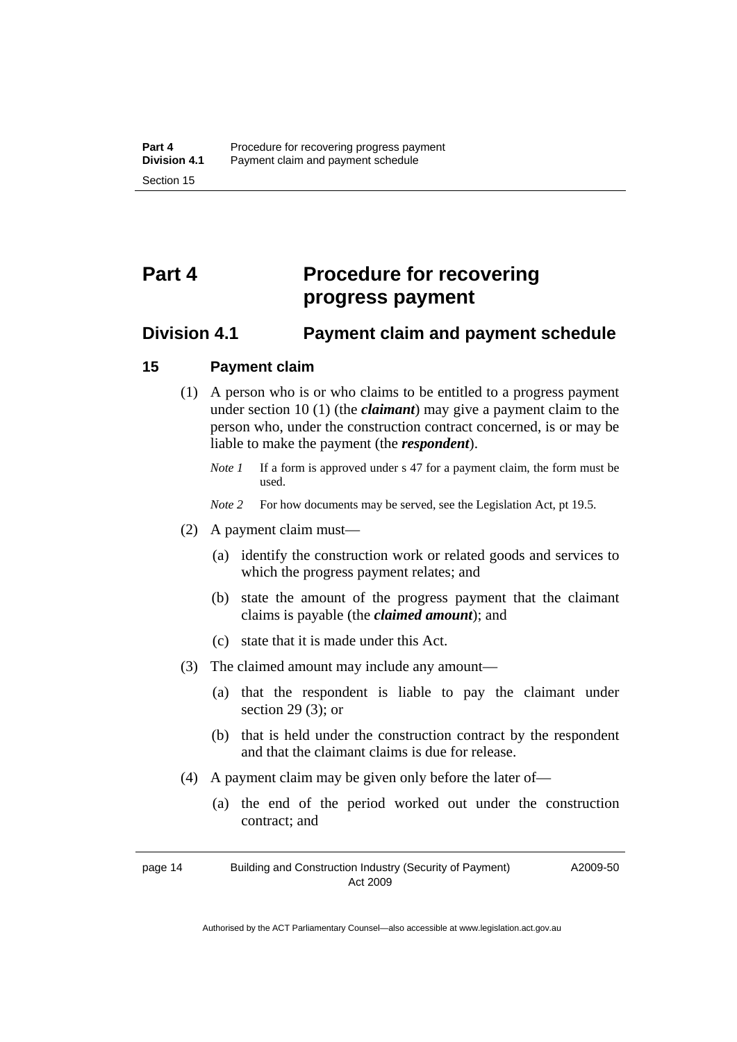# Part 4 Procedure for recovering progress payment

## Division 4.1 Payment claim and payment schedule

### 15 Payment claim

(1) A person who is or who claims to be entitled to a progress payment under section 10 (1) (the ***claimant***) may give a payment claim to the person who, under the construction contract concerned, is or may be liable to make the payment (the ***respondent***).

*Note 1* If a form is approved under s 47 for a payment claim, the form must be used.

*Note 2* For how documents may be served, see the Legislation Act, pt 19.5.

(2) A payment claim must—

(a) identify the construction work or related goods and services to which the progress payment relates; and

(b) state the amount of the progress payment that the claimant claims is payable (the ***claimed amount***); and

(c) state that it is made under this Act.

(3) The claimed amount may include any amount—

(a) that the respondent is liable to pay the claimant under section 29 (3); or

(b) that is held under the construction contract by the respondent and that the claimant claims is due for release.

(4) A payment claim may be given only before the later of—

(a) the end of the period worked out under the construction contract; and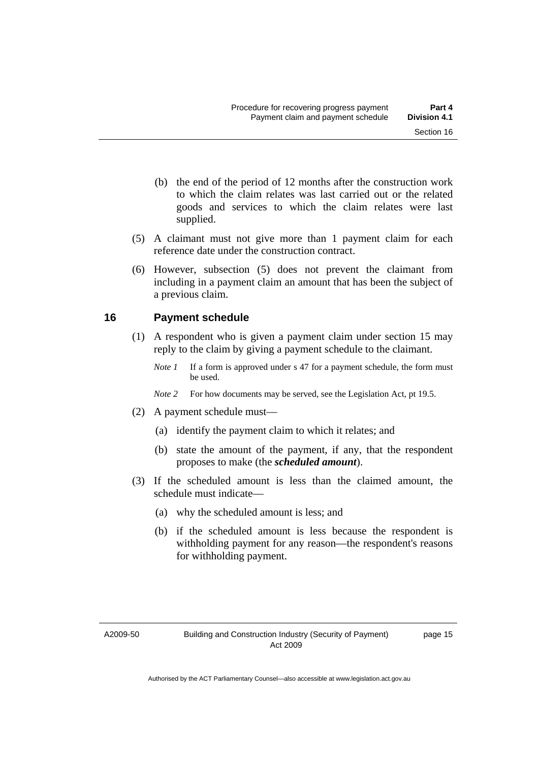(b) the end of the period of 12 months after the construction work to which the claim relates was last carried out or the related goods and services to which the claim relates were last supplied.

(5) A claimant must not give more than 1 payment claim for each reference date under the construction contract.

(6) However, subsection (5) does not prevent the claimant from including in a payment claim an amount that has been the subject of a previous claim.

## 16 Payment schedule

(1) A respondent who is given a payment claim under section 15 may reply to the claim by giving a payment schedule to the claimant.

*Note 1* If a form is approved under s 47 for a payment schedule, the form must be used.

*Note 2* For how documents may be served, see the Legislation Act, pt 19.5.

(2) A payment schedule must—

(a) identify the payment claim to which it relates; and

(b) state the amount of the payment, if any, that the respondent proposes to make (the ***scheduled amount***).

(3) If the scheduled amount is less than the claimed amount, the schedule must indicate—

(a) why the scheduled amount is less; and

(b) if the scheduled amount is less because the respondent is withholding payment for any reason—the respondent's reasons for withholding payment.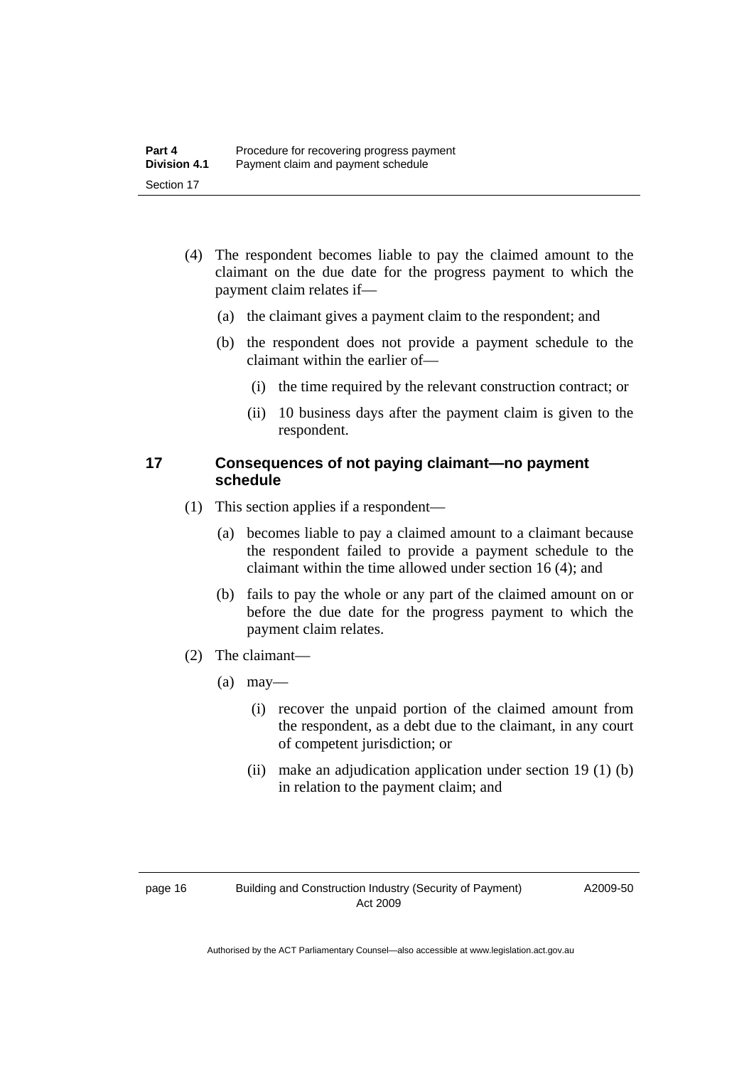(4) The respondent becomes liable to pay the claimed amount to the claimant on the due date for the progress payment to which the payment claim relates if—

(a) the claimant gives a payment claim to the respondent; and

(b) the respondent does not provide a payment schedule to the claimant within the earlier of—

(i) the time required by the relevant construction contract; or

(ii) 10 business days after the payment claim is given to the respondent.

## 17 Consequences of not paying claimant—no payment schedule

(1) This section applies if a respondent—

(a) becomes liable to pay a claimed amount to a claimant because the respondent failed to provide a payment schedule to the claimant within the time allowed under section 16 (4); and

(b) fails to pay the whole or any part of the claimed amount on or before the due date for the progress payment to which the payment claim relates.

(2) The claimant—

(a) may—

(i) recover the unpaid portion of the claimed amount from the respondent, as a debt due to the claimant, in any court of competent jurisdiction; or

(ii) make an adjudication application under section 19 (1) (b) in relation to the payment claim; and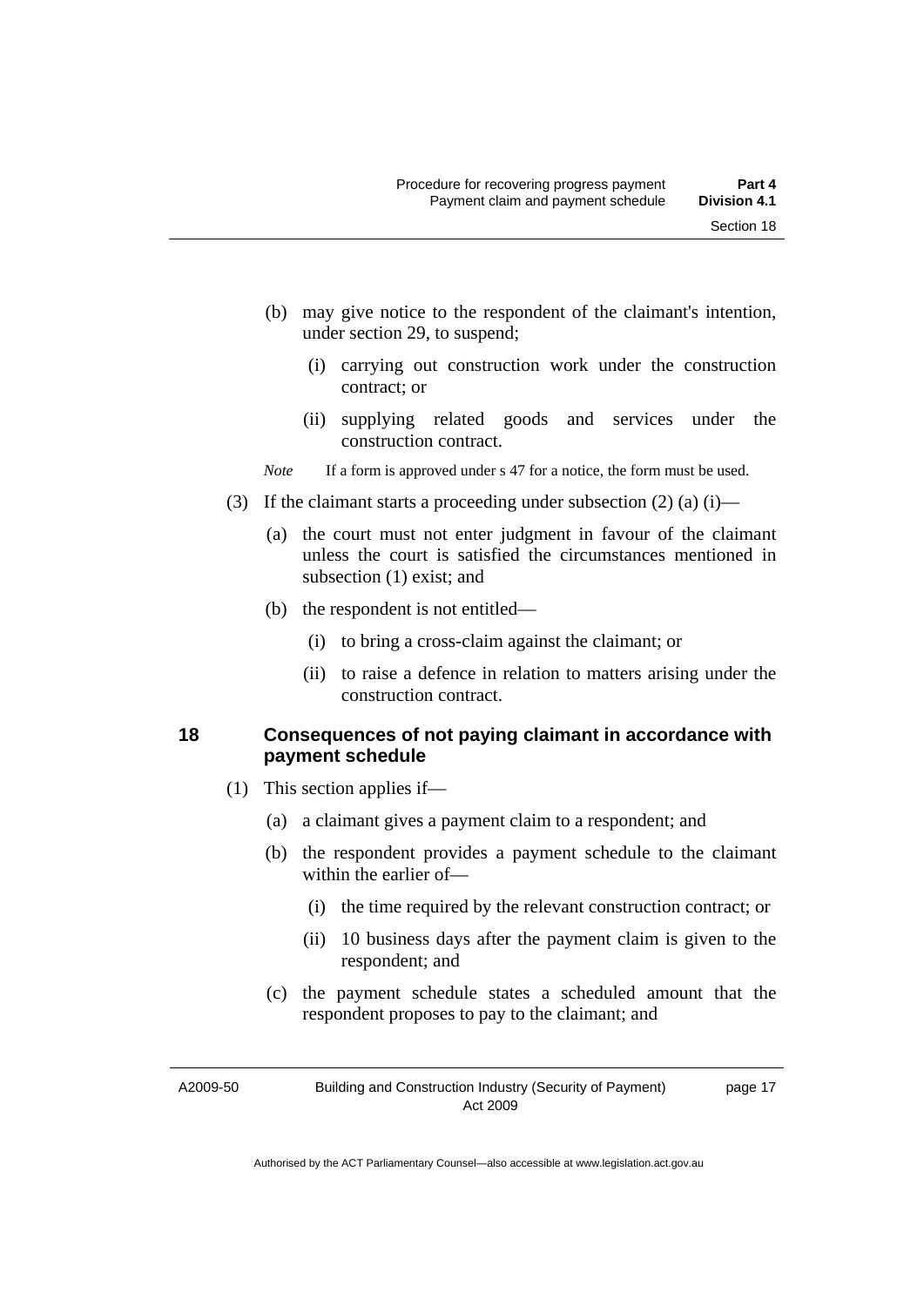(b) may give notice to the respondent of the claimant's intention, under section 29, to suspend;

  (i) carrying out construction work under the construction contract; or

  (ii) supplying related goods and services under the construction contract.

*Note* If a form is approved under s 47 for a notice, the form must be used.

(3) If the claimant starts a proceeding under subsection (2) (a) (i)—

  (a) the court must not enter judgment in favour of the claimant unless the court is satisfied the circumstances mentioned in subsection (1) exist; and

  (b) the respondent is not entitled—

    (i) to bring a cross-claim against the claimant; or

    (ii) to raise a defence in relation to matters arising under the construction contract.

### 18 Consequences of not paying claimant in accordance with payment schedule

(1) This section applies if—

  (a) a claimant gives a payment claim to a respondent; and

  (b) the respondent provides a payment schedule to the claimant within the earlier of—

    (i) the time required by the relevant construction contract; or

    (ii) 10 business days after the payment claim is given to the respondent; and

  (c) the payment schedule states a scheduled amount that the respondent proposes to pay to the claimant; and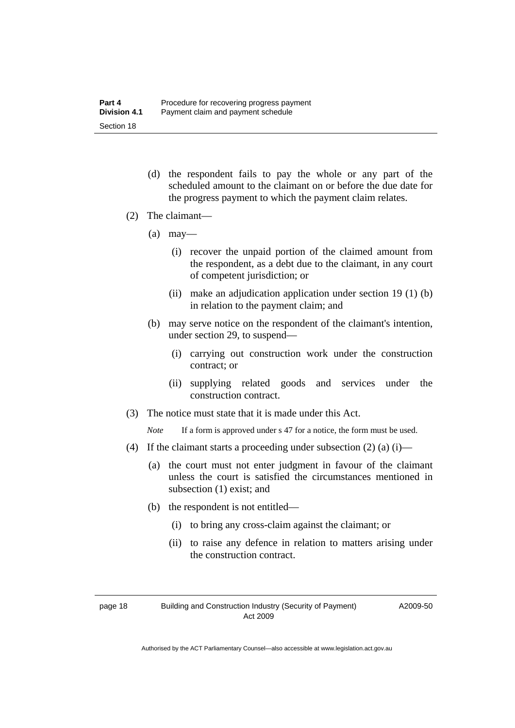(d) the respondent fails to pay the whole or any part of the scheduled amount to the claimant on or before the due date for the progress payment to which the payment claim relates.

(2) The claimant—

(a) may—

(i) recover the unpaid portion of the claimed amount from the respondent, as a debt due to the claimant, in any court of competent jurisdiction; or

(ii) make an adjudication application under section 19 (1) (b) in relation to the payment claim; and

(b) may serve notice on the respondent of the claimant's intention, under section 29, to suspend—

(i) carrying out construction work under the construction contract; or

(ii) supplying related goods and services under the construction contract.

(3) The notice must state that it is made under this Act.

*Note* If a form is approved under s 47 for a notice, the form must be used.

(4) If the claimant starts a proceeding under subsection (2) (a) (i)—

(a) the court must not enter judgment in favour of the claimant unless the court is satisfied the circumstances mentioned in subsection (1) exist; and

(b) the respondent is not entitled—

(i) to bring any cross-claim against the claimant; or

(ii) to raise any defence in relation to matters arising under the construction contract.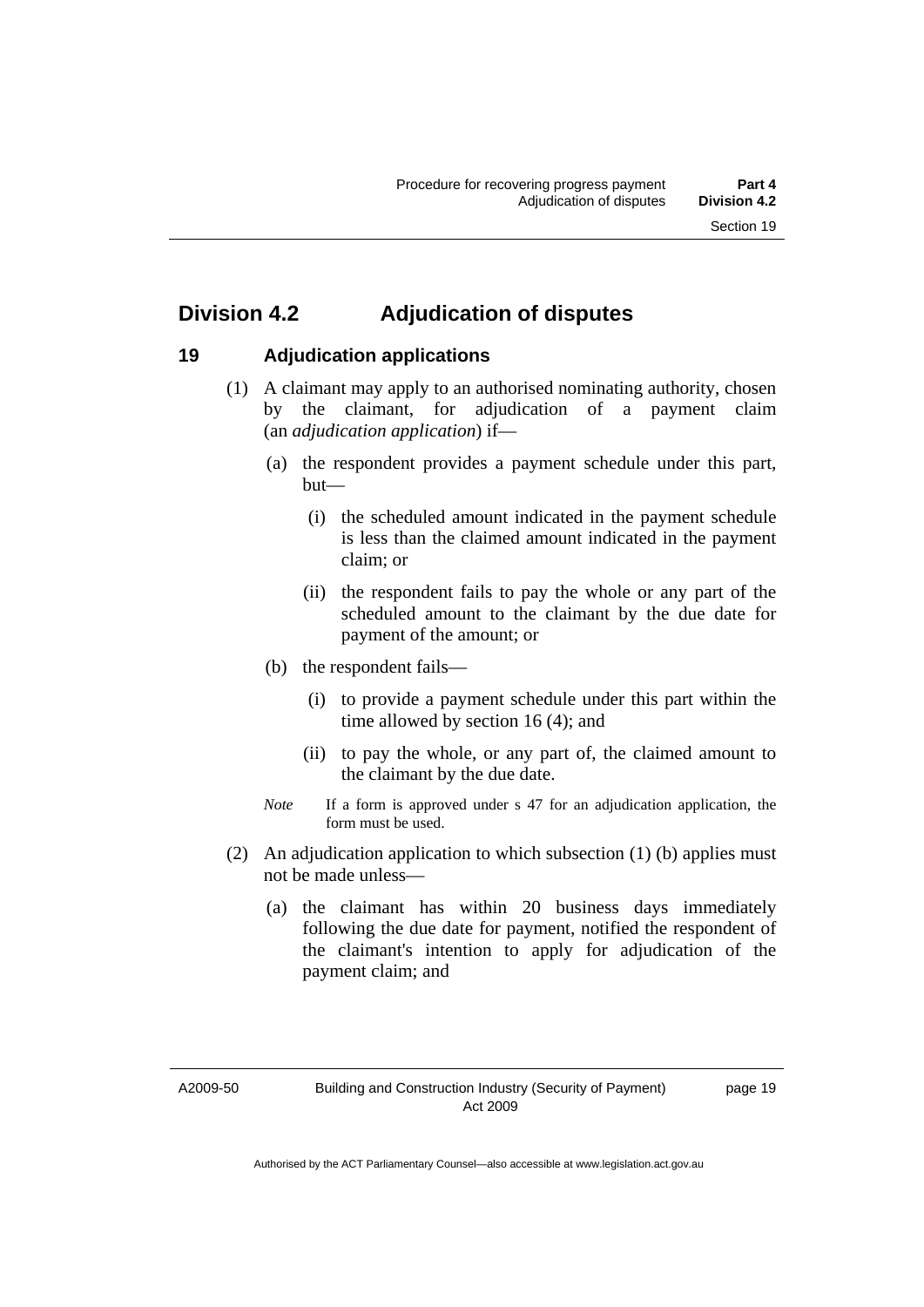## Division 4.2 Adjudication of disputes

### 19 Adjudication applications

(1) A claimant may apply to an authorised nominating authority, chosen by the claimant, for adjudication of a payment claim (an *adjudication application*) if—

(a) the respondent provides a payment schedule under this part, but—

(i) the scheduled amount indicated in the payment schedule is less than the claimed amount indicated in the payment claim; or

(ii) the respondent fails to pay the whole or any part of the scheduled amount to the claimant by the due date for payment of the amount; or

(b) the respondent fails—

(i) to provide a payment schedule under this part within the time allowed by section 16 (4); and

(ii) to pay the whole, or any part of, the claimed amount to the claimant by the due date.

*Note* If a form is approved under s 47 for an adjudication application, the form must be used.

(2) An adjudication application to which subsection (1) (b) applies must not be made unless—

(a) the claimant has within 20 business days immediately following the due date for payment, notified the respondent of the claimant's intention to apply for adjudication of the payment claim; and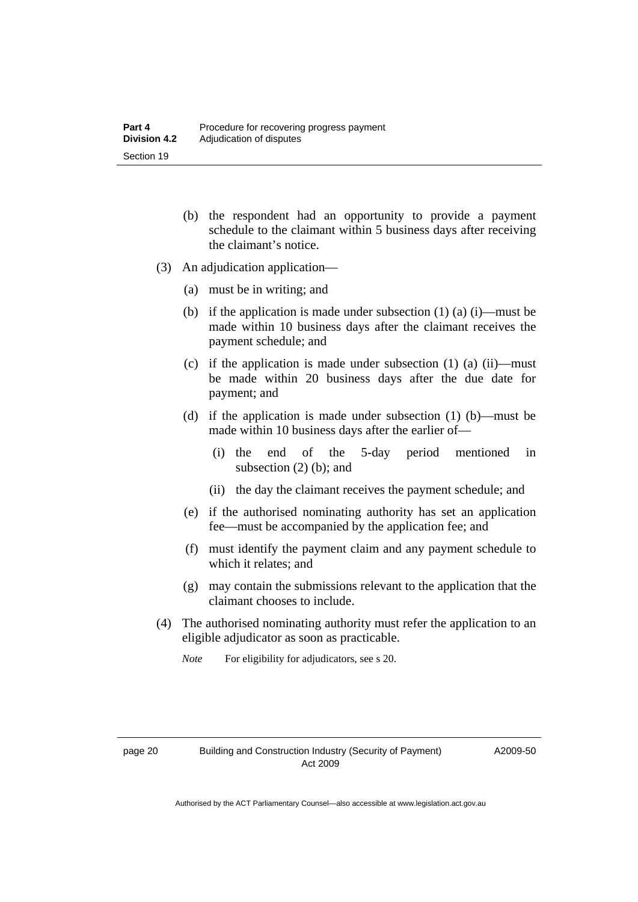(b) the respondent had an opportunity to provide a payment schedule to the claimant within 5 business days after receiving the claimant's notice.

(3) An adjudication application—

(a) must be in writing; and

(b) if the application is made under subsection (1) (a) (i)—must be made within 10 business days after the claimant receives the payment schedule; and

(c) if the application is made under subsection (1) (a) (ii)—must be made within 20 business days after the due date for payment; and

(d) if the application is made under subsection (1) (b)—must be made within 10 business days after the earlier of—

(i) the end of the 5-day period mentioned in subsection (2) (b); and

(ii) the day the claimant receives the payment schedule; and

(e) if the authorised nominating authority has set an application fee—must be accompanied by the application fee; and

(f) must identify the payment claim and any payment schedule to which it relates; and

(g) may contain the submissions relevant to the application that the claimant chooses to include.

(4) The authorised nominating authority must refer the application to an eligible adjudicator as soon as practicable.

*Note* For eligibility for adjudicators, see s 20.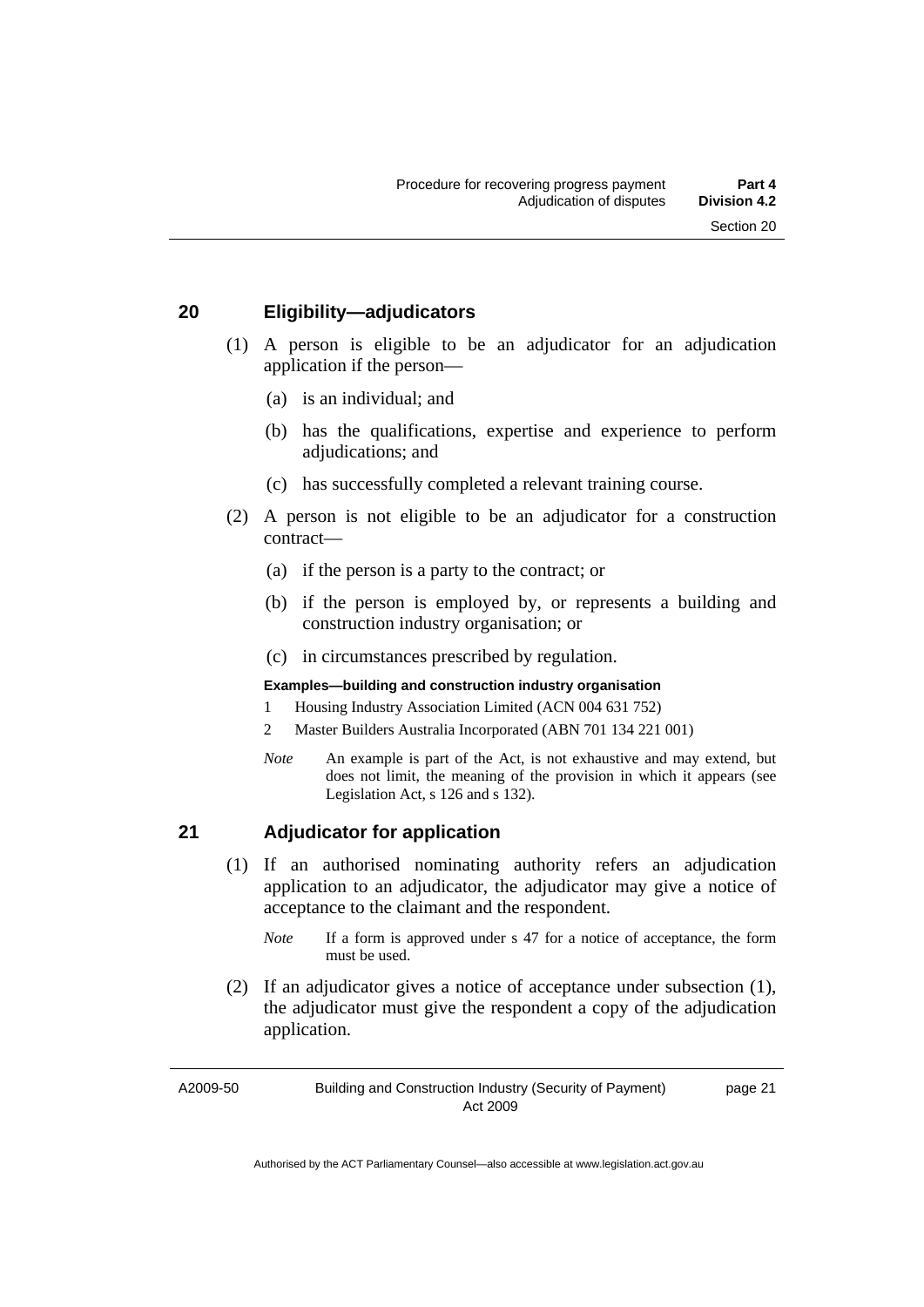## 20 Eligibility—adjudicators

(1) A person is eligible to be an adjudicator for an adjudication application if the person—

(a) is an individual; and

(b) has the qualifications, expertise and experience to perform adjudications; and

(c) has successfully completed a relevant training course.

(2) A person is not eligible to be an adjudicator for a construction contract—

(a) if the person is a party to the contract; or

(b) if the person is employed by, or represents a building and construction industry organisation; or

(c) in circumstances prescribed by regulation.

**Examples—building and construction industry organisation**

1 Housing Industry Association Limited (ACN 004 631 752)

2 Master Builders Australia Incorporated (ABN 701 134 221 001)

*Note* An example is part of the Act, is not exhaustive and may extend, but does not limit, the meaning of the provision in which it appears (see Legislation Act, s 126 and s 132).

## 21 Adjudicator for application

(1) If an authorised nominating authority refers an adjudication application to an adjudicator, the adjudicator may give a notice of acceptance to the claimant and the respondent.

*Note* If a form is approved under s 47 for a notice of acceptance, the form must be used.

(2) If an adjudicator gives a notice of acceptance under subsection (1), the adjudicator must give the respondent a copy of the adjudication application.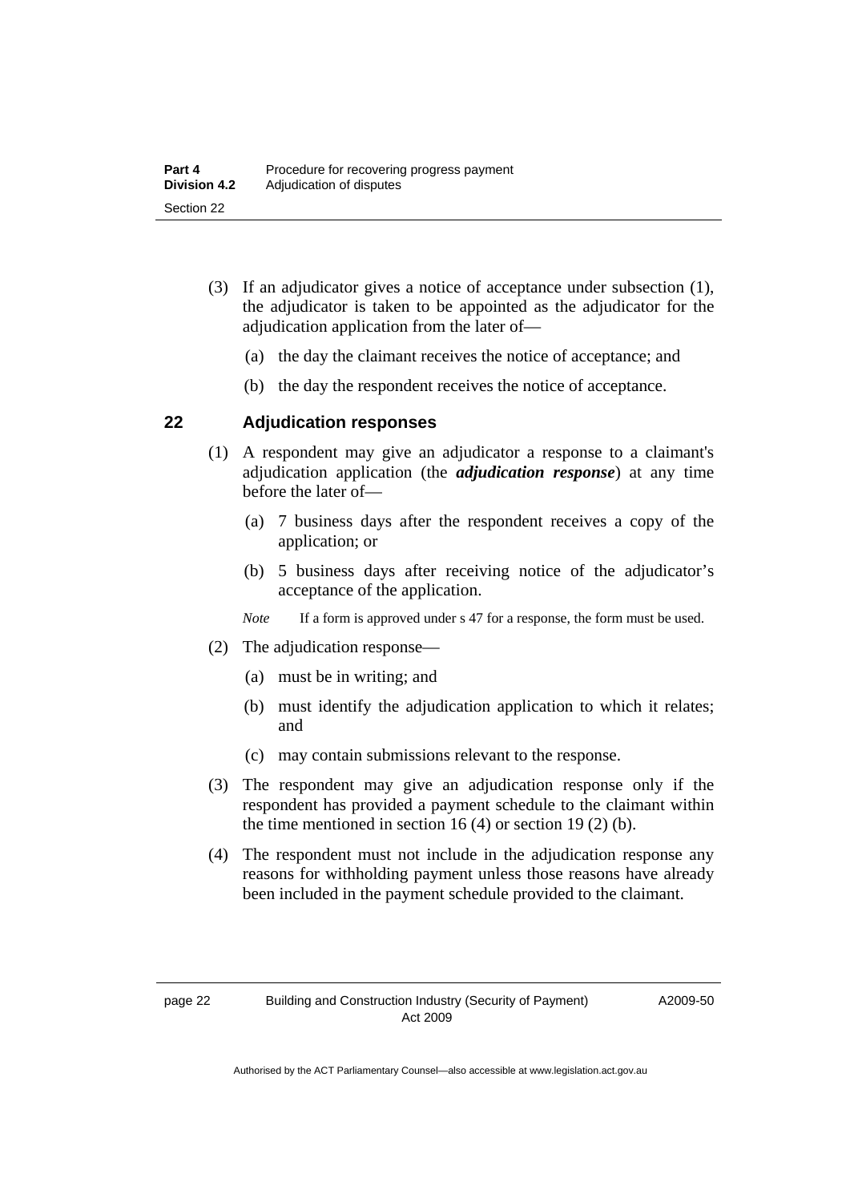(3) If an adjudicator gives a notice of acceptance under subsection (1), the adjudicator is taken to be appointed as the adjudicator for the adjudication application from the later of—

(a) the day the claimant receives the notice of acceptance; and

(b) the day the respondent receives the notice of acceptance.

## 22 Adjudication responses

(1) A respondent may give an adjudicator a response to a claimant's adjudication application (the ***adjudication response***) at any time before the later of—

(a) 7 business days after the respondent receives a copy of the application; or

(b) 5 business days after receiving notice of the adjudicator's acceptance of the application.

*Note* If a form is approved under s 47 for a response, the form must be used.

(2) The adjudication response—

(a) must be in writing; and

(b) must identify the adjudication application to which it relates; and

(c) may contain submissions relevant to the response.

(3) The respondent may give an adjudication response only if the respondent has provided a payment schedule to the claimant within the time mentioned in section 16 (4) or section 19 (2) (b).

(4) The respondent must not include in the adjudication response any reasons for withholding payment unless those reasons have already been included in the payment schedule provided to the claimant.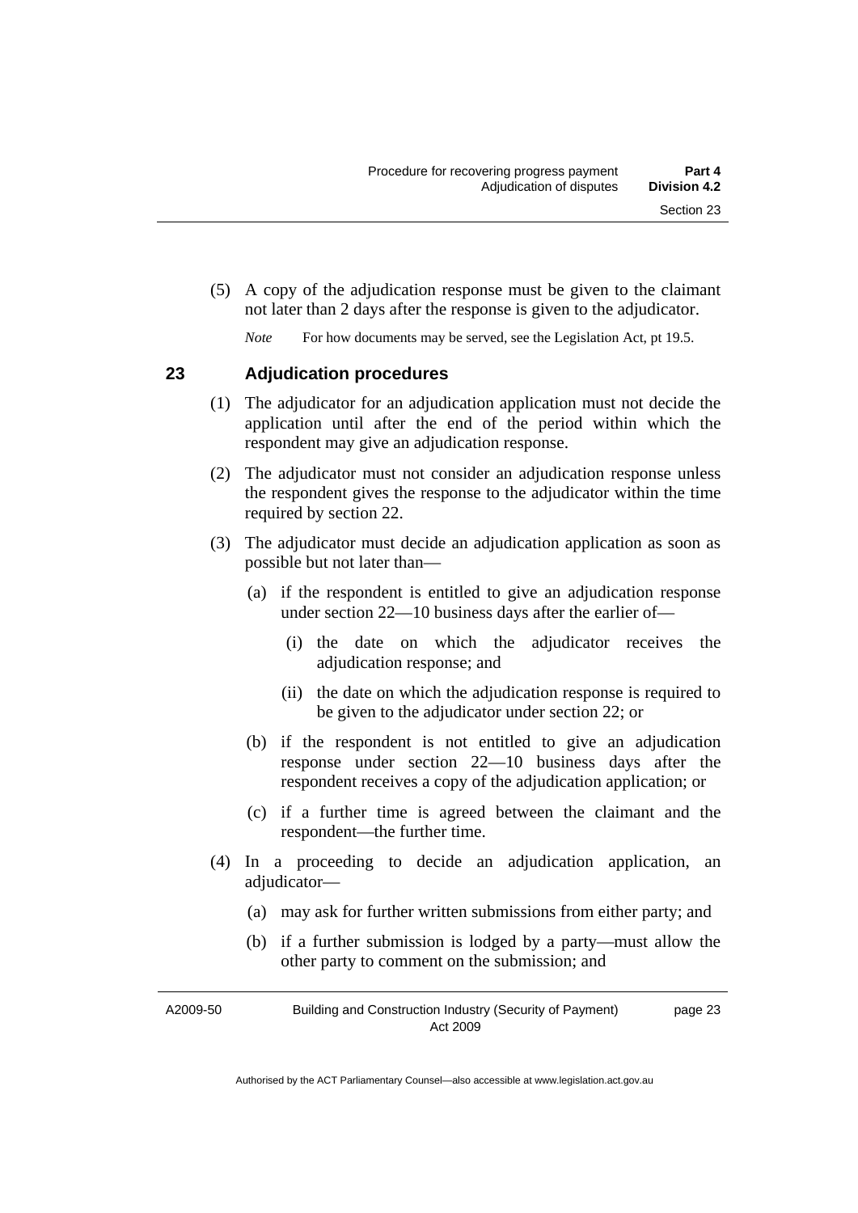(5) A copy of the adjudication response must be given to the claimant not later than 2 days after the response is given to the adjudicator.

*Note* For how documents may be served, see the Legislation Act, pt 19.5.

### 23 Adjudication procedures

(1) The adjudicator for an adjudication application must not decide the application until after the end of the period within which the respondent may give an adjudication response.

(2) The adjudicator must not consider an adjudication response unless the respondent gives the response to the adjudicator within the time required by section 22.

(3) The adjudicator must decide an adjudication application as soon as possible but not later than—

(a) if the respondent is entitled to give an adjudication response under section 22—10 business days after the earlier of—

(i) the date on which the adjudicator receives the adjudication response; and

(ii) the date on which the adjudication response is required to be given to the adjudicator under section 22; or

(b) if the respondent is not entitled to give an adjudication response under section 22—10 business days after the respondent receives a copy of the adjudication application; or

(c) if a further time is agreed between the claimant and the respondent—the further time.

(4) In a proceeding to decide an adjudication application, an adjudicator—

(a) may ask for further written submissions from either party; and

(b) if a further submission is lodged by a party—must allow the other party to comment on the submission; and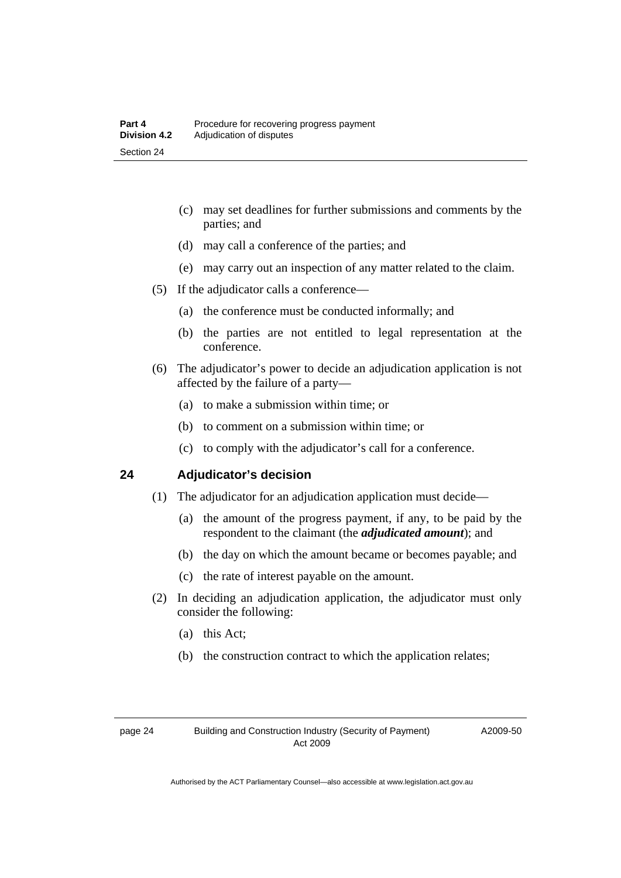(c) may set deadlines for further submissions and comments by the parties; and

(d) may call a conference of the parties; and

(e) may carry out an inspection of any matter related to the claim.

(5) If the adjudicator calls a conference—

(a) the conference must be conducted informally; and

(b) the parties are not entitled to legal representation at the conference.

(6) The adjudicator's power to decide an adjudication application is not affected by the failure of a party—

(a) to make a submission within time; or

(b) to comment on a submission within time; or

(c) to comply with the adjudicator's call for a conference.

## 24 Adjudicator's decision

(1) The adjudicator for an adjudication application must decide—

(a) the amount of the progress payment, if any, to be paid by the respondent to the claimant (the ***adjudicated amount***); and

(b) the day on which the amount became or becomes payable; and

(c) the rate of interest payable on the amount.

(2) In deciding an adjudication application, the adjudicator must only consider the following:

(a) this Act;

(b) the construction contract to which the application relates;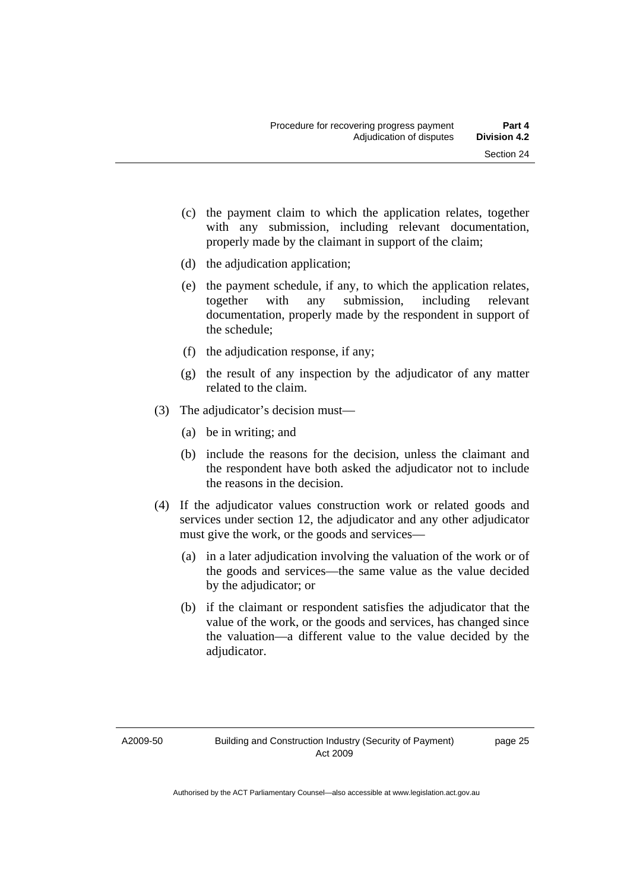(c) the payment claim to which the application relates, together with any submission, including relevant documentation, properly made by the claimant in support of the claim;

(d) the adjudication application;

(e) the payment schedule, if any, to which the application relates, together with any submission, including relevant documentation, properly made by the respondent in support of the schedule;

(f) the adjudication response, if any;

(g) the result of any inspection by the adjudicator of any matter related to the claim.

(3) The adjudicator's decision must—

(a) be in writing; and

(b) include the reasons for the decision, unless the claimant and the respondent have both asked the adjudicator not to include the reasons in the decision.

(4) If the adjudicator values construction work or related goods and services under section 12, the adjudicator and any other adjudicator must give the work, or the goods and services—

(a) in a later adjudication involving the valuation of the work or of the goods and services—the same value as the value decided by the adjudicator; or

(b) if the claimant or respondent satisfies the adjudicator that the value of the work, or the goods and services, has changed since the valuation—a different value to the value decided by the adjudicator.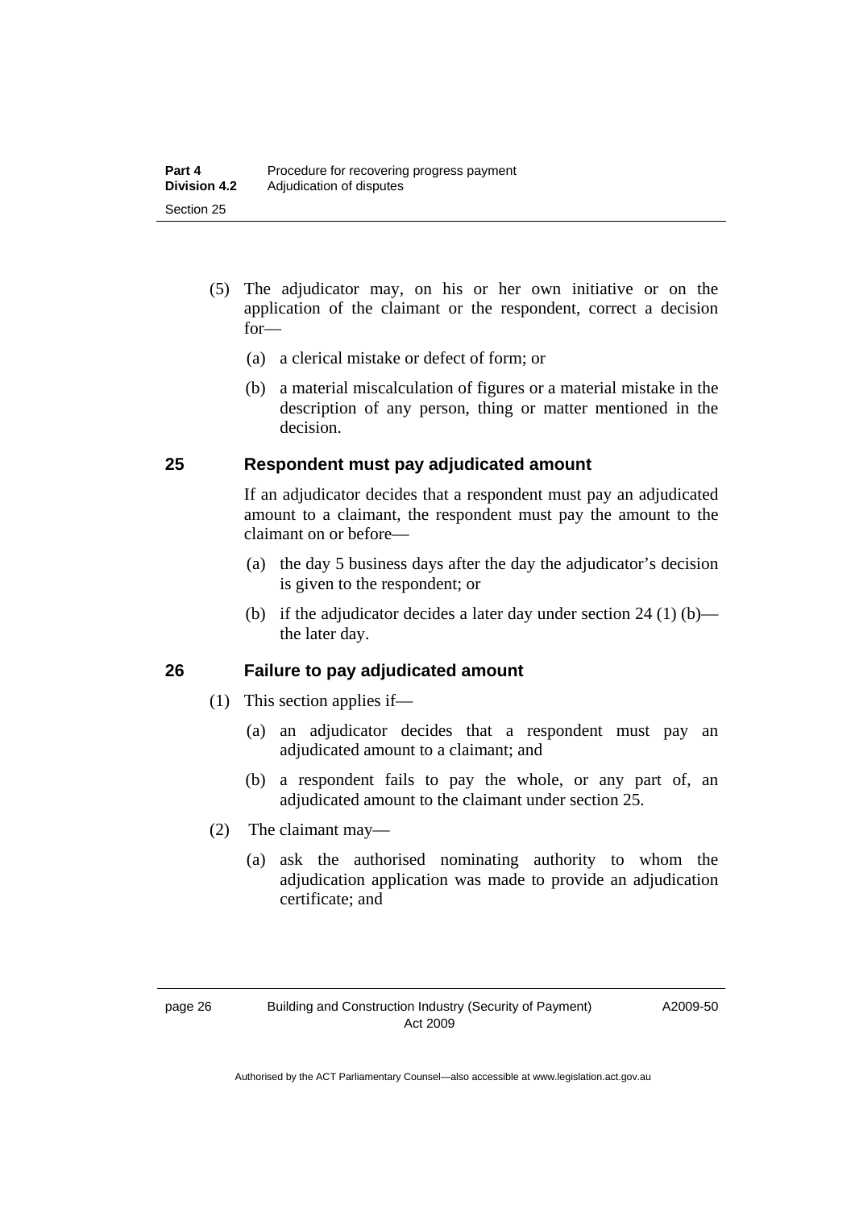(5) The adjudicator may, on his or her own initiative or on the application of the claimant or the respondent, correct a decision for—

  (a) a clerical mistake or defect of form; or

  (b) a material miscalculation of figures or a material mistake in the description of any person, thing or matter mentioned in the decision.

## 25 Respondent must pay adjudicated amount

If an adjudicator decides that a respondent must pay an adjudicated amount to a claimant, the respondent must pay the amount to the claimant on or before—

  (a) the day 5 business days after the day the adjudicator's decision is given to the respondent; or

  (b) if the adjudicator decides a later day under section 24 (1) (b)—the later day.

## 26 Failure to pay adjudicated amount

(1) This section applies if—

  (a) an adjudicator decides that a respondent must pay an adjudicated amount to a claimant; and

  (b) a respondent fails to pay the whole, or any part of, an adjudicated amount to the claimant under section 25.

(2) The claimant may—

  (a) ask the authorised nominating authority to whom the adjudication application was made to provide an adjudication certificate; and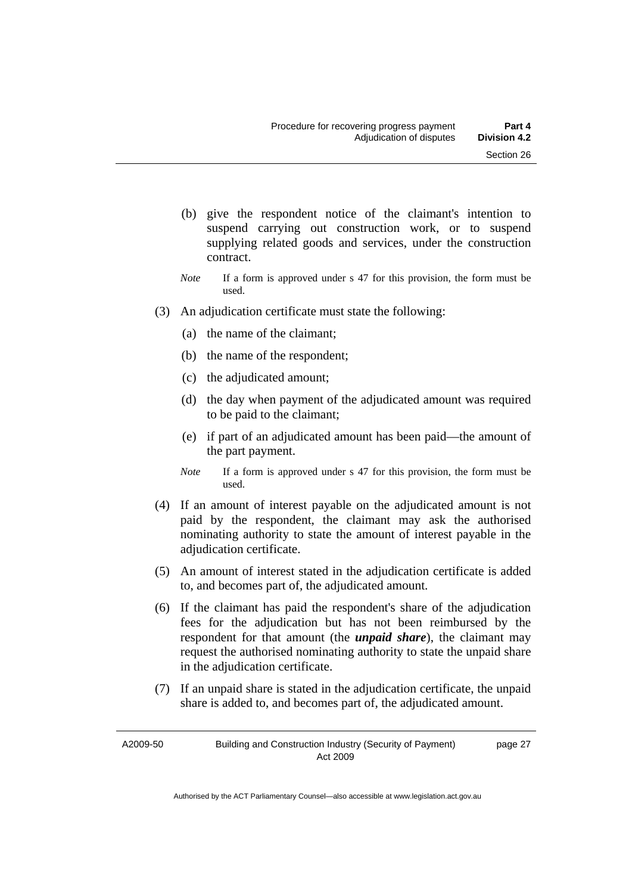(b) give the respondent notice of the claimant's intention to suspend carrying out construction work, or to suspend supplying related goods and services, under the construction contract.

*Note* If a form is approved under s 47 for this provision, the form must be used.

(3) An adjudication certificate must state the following:

(a) the name of the claimant;

(b) the name of the respondent;

(c) the adjudicated amount;

(d) the day when payment of the adjudicated amount was required to be paid to the claimant;

(e) if part of an adjudicated amount has been paid—the amount of the part payment.

*Note* If a form is approved under s 47 for this provision, the form must be used.

(4) If an amount of interest payable on the adjudicated amount is not paid by the respondent, the claimant may ask the authorised nominating authority to state the amount of interest payable in the adjudication certificate.

(5) An amount of interest stated in the adjudication certificate is added to, and becomes part of, the adjudicated amount.

(6) If the claimant has paid the respondent's share of the adjudication fees for the adjudication but has not been reimbursed by the respondent for that amount (the ***unpaid share***), the claimant may request the authorised nominating authority to state the unpaid share in the adjudication certificate.

(7) If an unpaid share is stated in the adjudication certificate, the unpaid share is added to, and becomes part of, the adjudicated amount.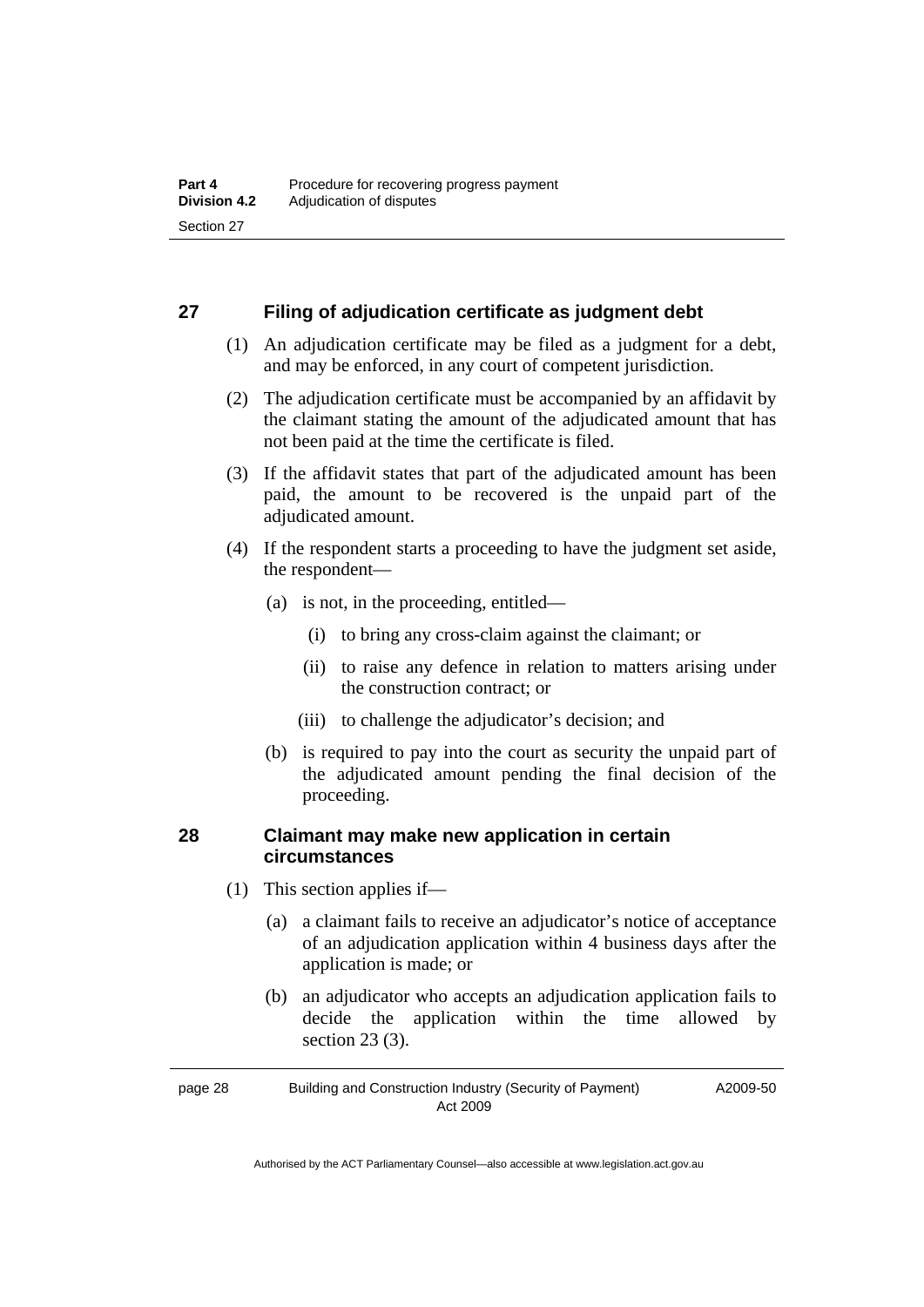## 27 Filing of adjudication certificate as judgment debt

(1) An adjudication certificate may be filed as a judgment for a debt, and may be enforced, in any court of competent jurisdiction.

(2) The adjudication certificate must be accompanied by an affidavit by the claimant stating the amount of the adjudicated amount that has not been paid at the time the certificate is filed.

(3) If the affidavit states that part of the adjudicated amount has been paid, the amount to be recovered is the unpaid part of the adjudicated amount.

(4) If the respondent starts a proceeding to have the judgment set aside, the respondent—

(a) is not, in the proceeding, entitled—

(i) to bring any cross-claim against the claimant; or

(ii) to raise any defence in relation to matters arising under the construction contract; or

(iii) to challenge the adjudicator's decision; and

(b) is required to pay into the court as security the unpaid part of the adjudicated amount pending the final decision of the proceeding.

## 28 Claimant may make new application in certain circumstances

(1) This section applies if—

(a) a claimant fails to receive an adjudicator's notice of acceptance of an adjudication application within 4 business days after the application is made; or

(b) an adjudicator who accepts an adjudication application fails to decide the application within the time allowed by section 23 (3).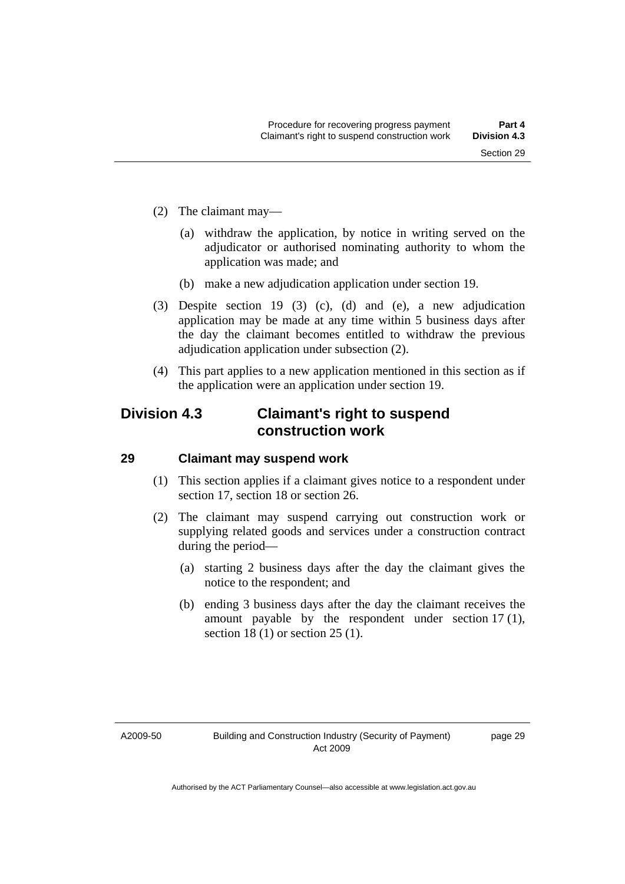(2) The claimant may—

(a) withdraw the application, by notice in writing served on the adjudicator or authorised nominating authority to whom the application was made; and

(b) make a new adjudication application under section 19.

(3) Despite section 19 (3) (c), (d) and (e), a new adjudication application may be made at any time within 5 business days after the day the claimant becomes entitled to withdraw the previous adjudication application under subsection (2).

(4) This part applies to a new application mentioned in this section as if the application were an application under section 19.

## Division 4.3 Claimant's right to suspend construction work

### 29 Claimant may suspend work

(1) This section applies if a claimant gives notice to a respondent under section 17, section 18 or section 26.

(2) The claimant may suspend carrying out construction work or supplying related goods and services under a construction contract during the period—

(a) starting 2 business days after the day the claimant gives the notice to the respondent; and

(b) ending 3 business days after the day the claimant receives the amount payable by the respondent under section 17 (1), section 18 (1) or section 25 (1).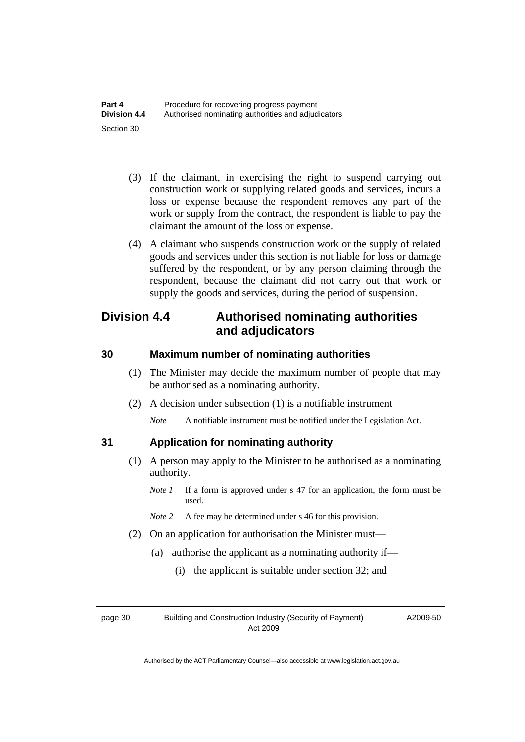(3) If the claimant, in exercising the right to suspend carrying out construction work or supplying related goods and services, incurs a loss or expense because the respondent removes any part of the work or supply from the contract, the respondent is liable to pay the claimant the amount of the loss or expense.

(4) A claimant who suspends construction work or the supply of related goods and services under this section is not liable for loss or damage suffered by the respondent, or by any person claiming through the respondent, because the claimant did not carry out that work or supply the goods and services, during the period of suspension.

## Division 4.4 Authorised nominating authorities and adjudicators

### 30 Maximum number of nominating authorities

(1) The Minister may decide the maximum number of people that may be authorised as a nominating authority.

(2) A decision under subsection (1) is a notifiable instrument

*Note* A notifiable instrument must be notified under the Legislation Act.

### 31 Application for nominating authority

(1) A person may apply to the Minister to be authorised as a nominating authority.

*Note 1* If a form is approved under s 47 for an application, the form must be used.

*Note 2* A fee may be determined under s 46 for this provision.

(2) On an application for authorisation the Minister must—

(a) authorise the applicant as a nominating authority if—

(i) the applicant is suitable under section 32; and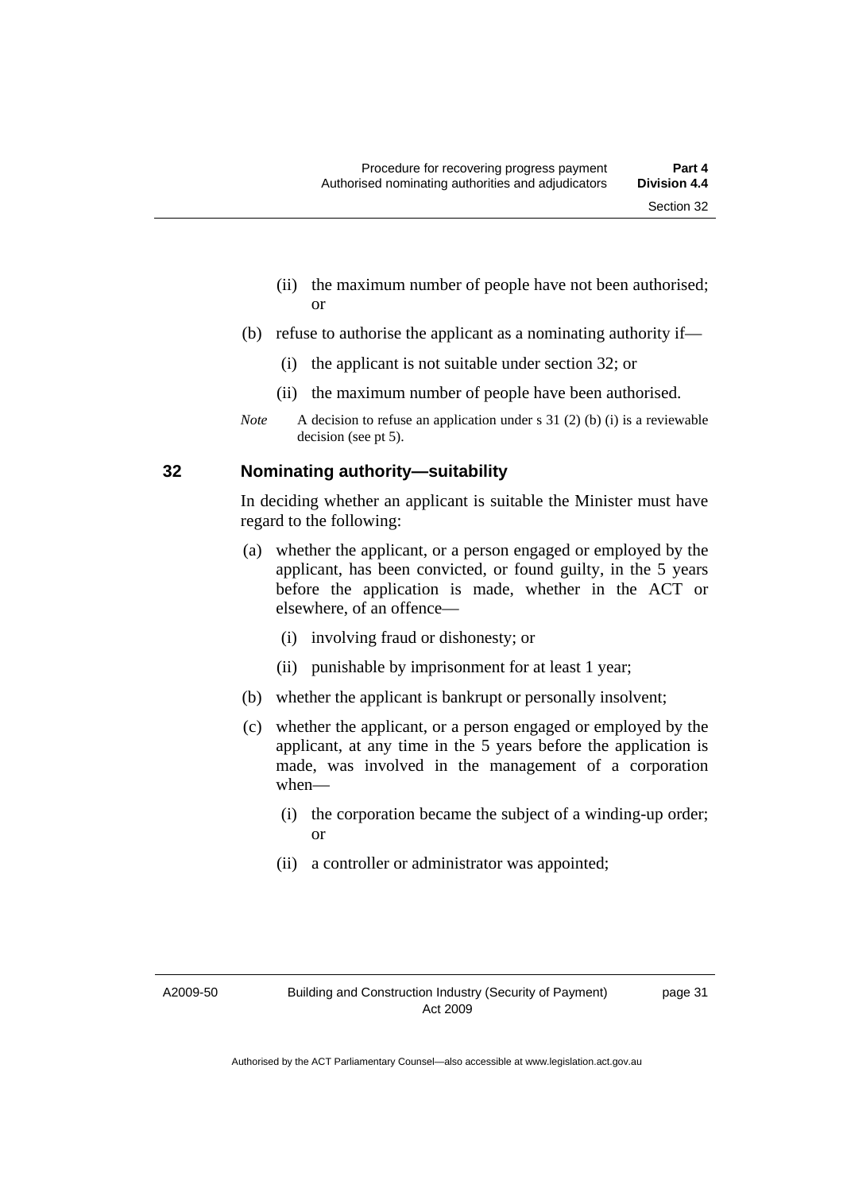(ii) the maximum number of people have not been authorised; or

(b) refuse to authorise the applicant as a nominating authority if—

(i) the applicant is not suitable under section 32; or

(ii) the maximum number of people have been authorised.

*Note* A decision to refuse an application under s 31 (2) (b) (i) is a reviewable decision (see pt 5).

## 32 Nominating authority—suitability

In deciding whether an applicant is suitable the Minister must have regard to the following:

(a) whether the applicant, or a person engaged or employed by the applicant, has been convicted, or found guilty, in the 5 years before the application is made, whether in the ACT or elsewhere, of an offence—

(i) involving fraud or dishonesty; or

(ii) punishable by imprisonment for at least 1 year;

(b) whether the applicant is bankrupt or personally insolvent;

(c) whether the applicant, or a person engaged or employed by the applicant, at any time in the 5 years before the application is made, was involved in the management of a corporation when—

(i) the corporation became the subject of a winding-up order; or

(ii) a controller or administrator was appointed;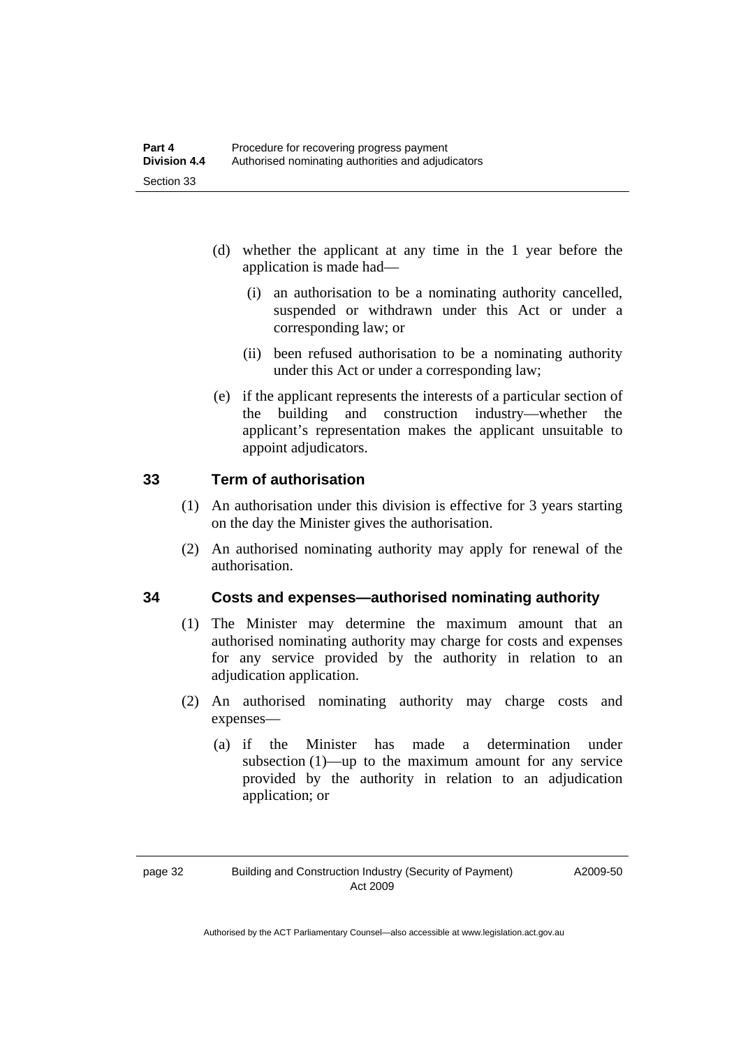(d) whether the applicant at any time in the 1 year before the application is made had—

  (i) an authorisation to be a nominating authority cancelled, suspended or withdrawn under this Act or under a corresponding law; or

  (ii) been refused authorisation to be a nominating authority under this Act or under a corresponding law;

(e) if the applicant represents the interests of a particular section of the building and construction industry—whether the applicant's representation makes the applicant unsuitable to appoint adjudicators.

## 33 Term of authorisation

(1) An authorisation under this division is effective for 3 years starting on the day the Minister gives the authorisation.

(2) An authorised nominating authority may apply for renewal of the authorisation.

## 34 Costs and expenses—authorised nominating authority

(1) The Minister may determine the maximum amount that an authorised nominating authority may charge for costs and expenses for any service provided by the authority in relation to an adjudication application.

(2) An authorised nominating authority may charge costs and expenses—

  (a) if the Minister has made a determination under subsection (1)—up to the maximum amount for any service provided by the authority in relation to an adjudication application; or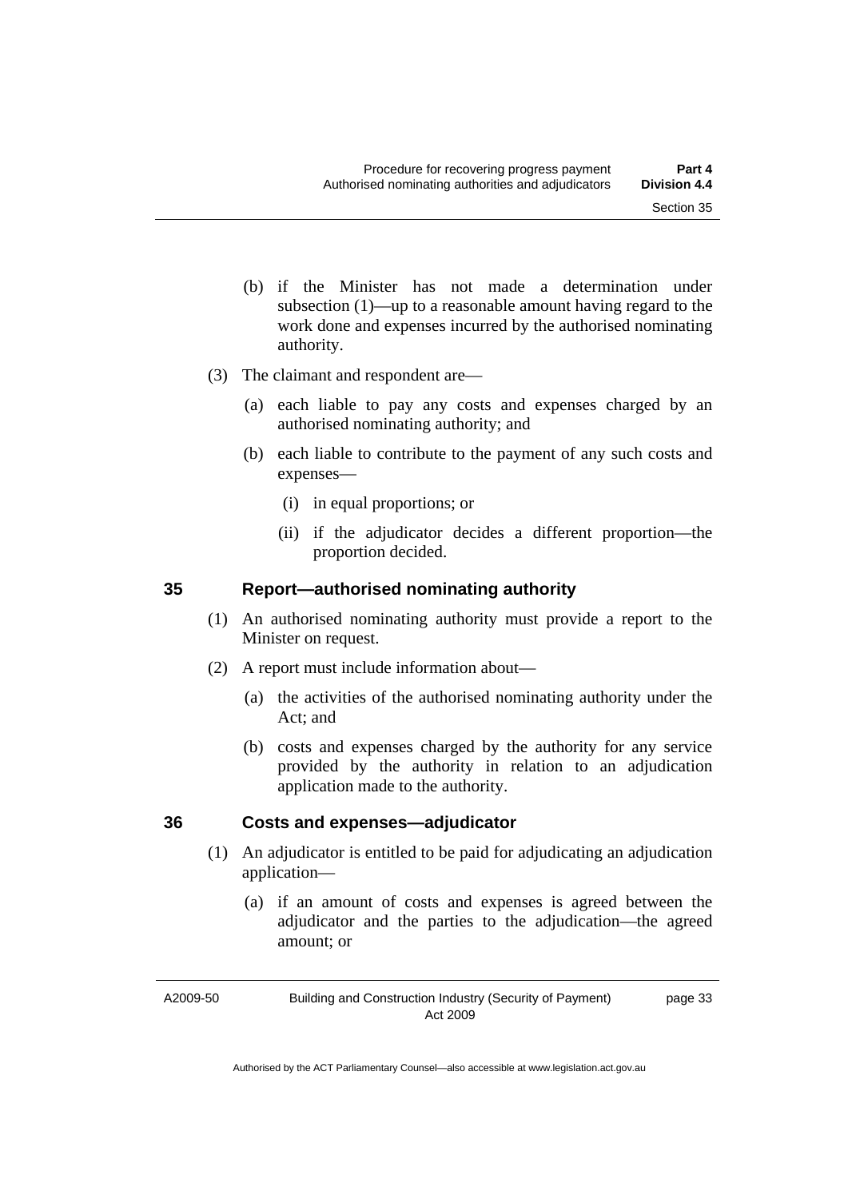(b) if the Minister has not made a determination under subsection (1)—up to a reasonable amount having regard to the work done and expenses incurred by the authorised nominating authority.

(3) The claimant and respondent are—

(a) each liable to pay any costs and expenses charged by an authorised nominating authority; and

(b) each liable to contribute to the payment of any such costs and expenses—

(i) in equal proportions; or

(ii) if the adjudicator decides a different proportion—the proportion decided.

## 35 Report—authorised nominating authority

(1) An authorised nominating authority must provide a report to the Minister on request.

(2) A report must include information about—

(a) the activities of the authorised nominating authority under the Act; and

(b) costs and expenses charged by the authority for any service provided by the authority in relation to an adjudication application made to the authority.

## 36 Costs and expenses—adjudicator

(1) An adjudicator is entitled to be paid for adjudicating an adjudication application—

(a) if an amount of costs and expenses is agreed between the adjudicator and the parties to the adjudication—the agreed amount; or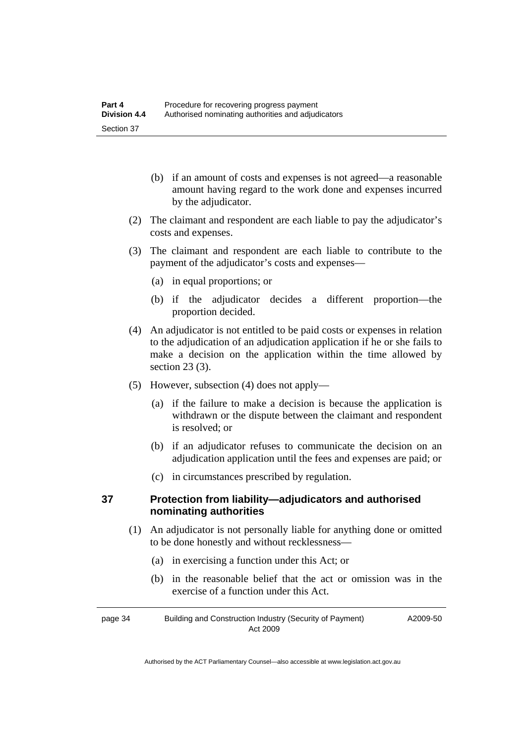(b) if an amount of costs and expenses is not agreed—a reasonable amount having regard to the work done and expenses incurred by the adjudicator.

(2) The claimant and respondent are each liable to pay the adjudicator's costs and expenses.

(3) The claimant and respondent are each liable to contribute to the payment of the adjudicator's costs and expenses—

(a) in equal proportions; or

(b) if the adjudicator decides a different proportion—the proportion decided.

(4) An adjudicator is not entitled to be paid costs or expenses in relation to the adjudication of an adjudication application if he or she fails to make a decision on the application within the time allowed by section 23 (3).

(5) However, subsection (4) does not apply—

(a) if the failure to make a decision is because the application is withdrawn or the dispute between the claimant and respondent is resolved; or

(b) if an adjudicator refuses to communicate the decision on an adjudication application until the fees and expenses are paid; or

(c) in circumstances prescribed by regulation.

## 37 Protection from liability—adjudicators and authorised nominating authorities

(1) An adjudicator is not personally liable for anything done or omitted to be done honestly and without recklessness—

(a) in exercising a function under this Act; or

(b) in the reasonable belief that the act or omission was in the exercise of a function under this Act.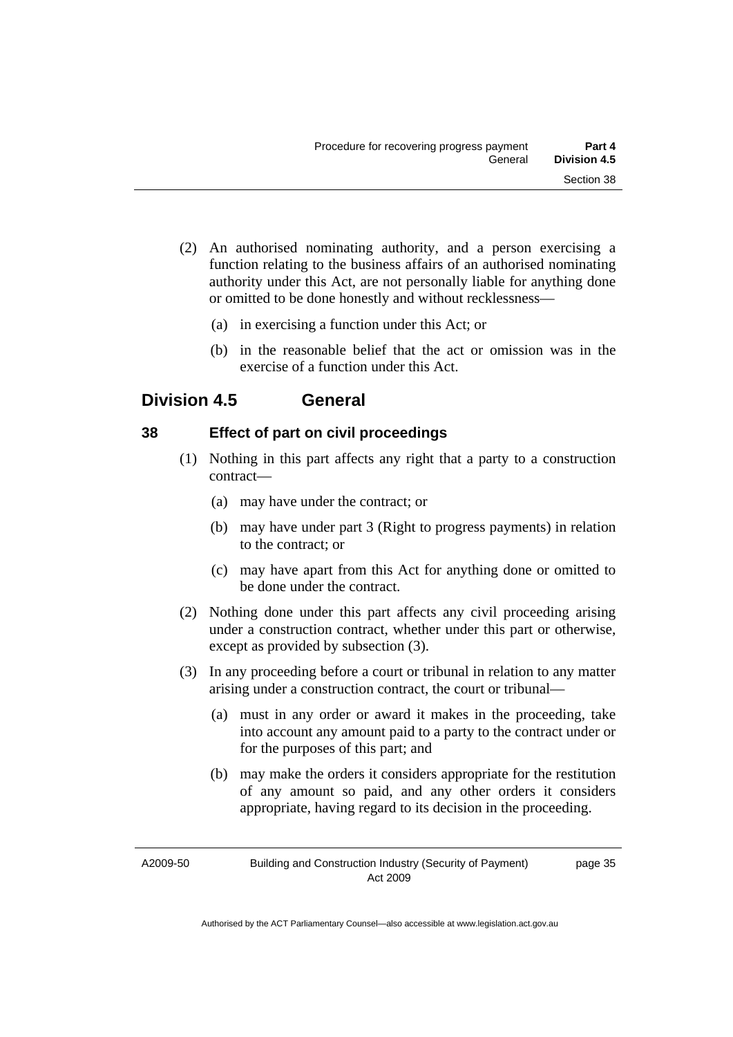(2) An authorised nominating authority, and a person exercising a function relating to the business affairs of an authorised nominating authority under this Act, are not personally liable for anything done or omitted to be done honestly and without recklessness—

(a) in exercising a function under this Act; or

(b) in the reasonable belief that the act or omission was in the exercise of a function under this Act.

## Division 4.5 General

### 38 Effect of part on civil proceedings

(1) Nothing in this part affects any right that a party to a construction contract—

(a) may have under the contract; or

(b) may have under part 3 (Right to progress payments) in relation to the contract; or

(c) may have apart from this Act for anything done or omitted to be done under the contract.

(2) Nothing done under this part affects any civil proceeding arising under a construction contract, whether under this part or otherwise, except as provided by subsection (3).

(3) In any proceeding before a court or tribunal in relation to any matter arising under a construction contract, the court or tribunal—

(a) must in any order or award it makes in the proceeding, take into account any amount paid to a party to the contract under or for the purposes of this part; and

(b) may make the orders it considers appropriate for the restitution of any amount so paid, and any other orders it considers appropriate, having regard to its decision in the proceeding.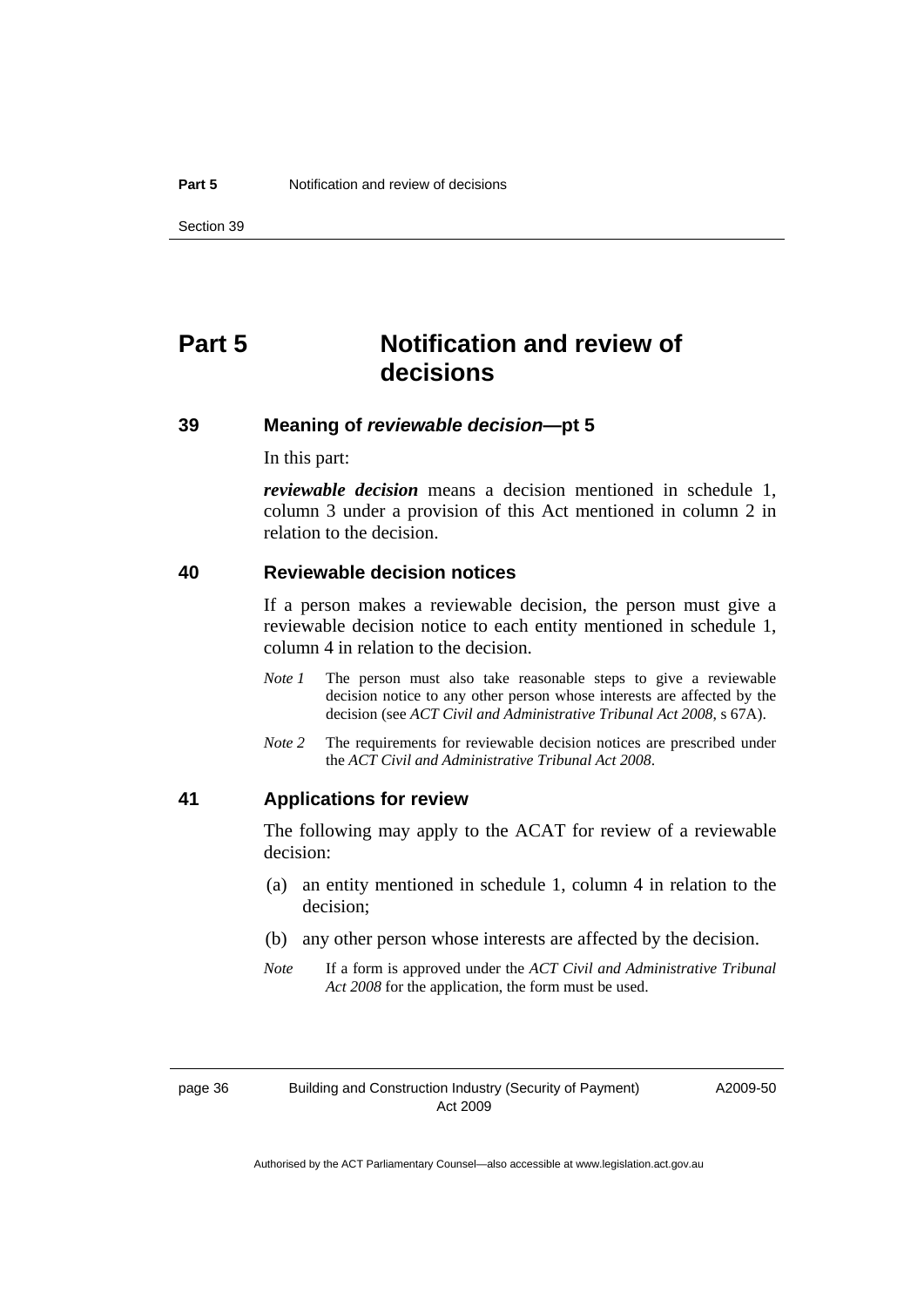# Part 5 Notification and review of decisions

## 39 Meaning of *reviewable decision*—pt 5

In this part:

***reviewable decision*** means a decision mentioned in schedule 1, column 3 under a provision of this Act mentioned in column 2 in relation to the decision.

## 40 Reviewable decision notices

If a person makes a reviewable decision, the person must give a reviewable decision notice to each entity mentioned in schedule 1, column 4 in relation to the decision.

*Note 1* The person must also take reasonable steps to give a reviewable decision notice to any other person whose interests are affected by the decision (see *ACT Civil and Administrative Tribunal Act 2008*, s 67A).

*Note 2* The requirements for reviewable decision notices are prescribed under the *ACT Civil and Administrative Tribunal Act 2008*.

## 41 Applications for review

The following may apply to the ACAT for review of a reviewable decision:

(a) an entity mentioned in schedule 1, column 4 in relation to the decision;

(b) any other person whose interests are affected by the decision.

*Note* If a form is approved under the *ACT Civil and Administrative Tribunal Act 2008* for the application, the form must be used.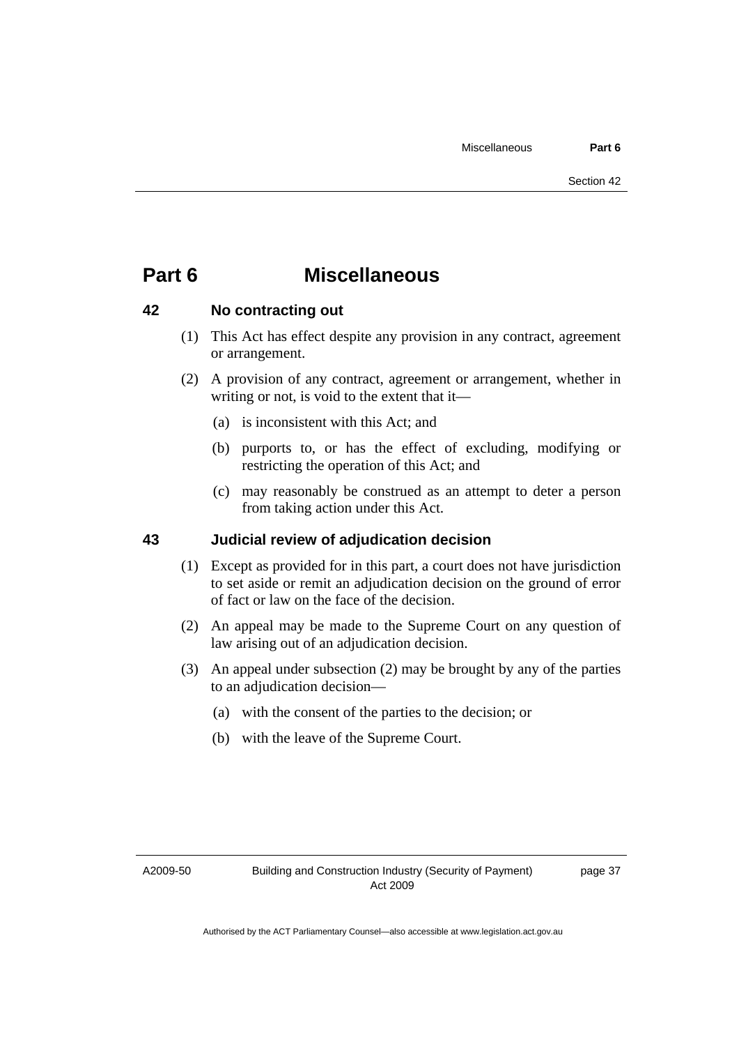# Part 6 Miscellaneous

## 42 No contracting out

(1) This Act has effect despite any provision in any contract, agreement or arrangement.

(2) A provision of any contract, agreement or arrangement, whether in writing or not, is void to the extent that it—

- (a) is inconsistent with this Act; and
- (b) purports to, or has the effect of excluding, modifying or restricting the operation of this Act; and
- (c) may reasonably be construed as an attempt to deter a person from taking action under this Act.

## 43 Judicial review of adjudication decision

(1) Except as provided for in this part, a court does not have jurisdiction to set aside or remit an adjudication decision on the ground of error of fact or law on the face of the decision.

(2) An appeal may be made to the Supreme Court on any question of law arising out of an adjudication decision.

(3) An appeal under subsection (2) may be brought by any of the parties to an adjudication decision—

- (a) with the consent of the parties to the decision; or
- (b) with the leave of the Supreme Court.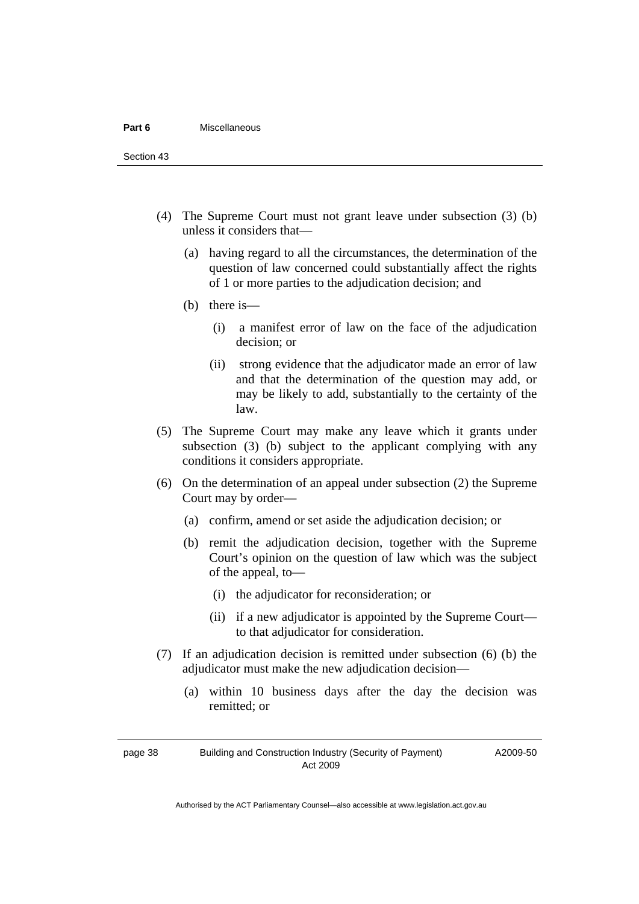(4) The Supreme Court must not grant leave under subsection (3) (b) unless it considers that—

   (a) having regard to all the circumstances, the determination of the question of law concerned could substantially affect the rights of 1 or more parties to the adjudication decision; and

   (b) there is—

      (i) a manifest error of law on the face of the adjudication decision; or

      (ii) strong evidence that the adjudicator made an error of law and that the determination of the question may add, or may be likely to add, substantially to the certainty of the law.

(5) The Supreme Court may make any leave which it grants under subsection (3) (b) subject to the applicant complying with any conditions it considers appropriate.

(6) On the determination of an appeal under subsection (2) the Supreme Court may by order—

   (a) confirm, amend or set aside the adjudication decision; or

   (b) remit the adjudication decision, together with the Supreme Court's opinion on the question of law which was the subject of the appeal, to—

      (i) the adjudicator for reconsideration; or

      (ii) if a new adjudicator is appointed by the Supreme Court—to that adjudicator for consideration.

(7) If an adjudication decision is remitted under subsection (6) (b) the adjudicator must make the new adjudication decision—

   (a) within 10 business days after the day the decision was remitted; or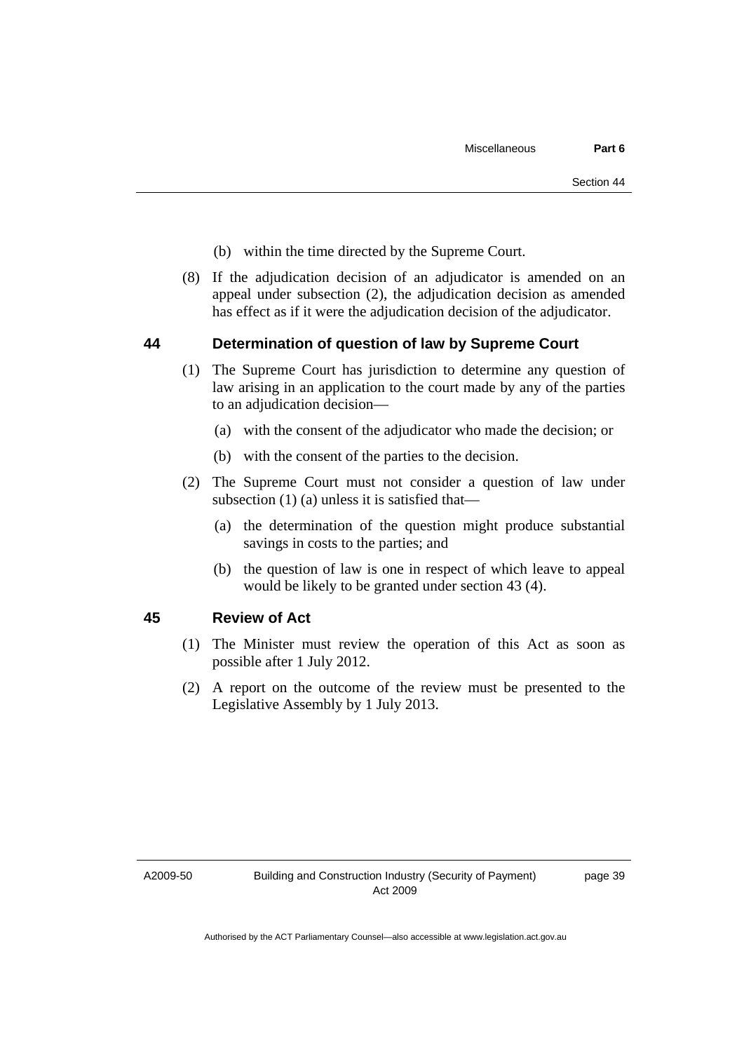(b) within the time directed by the Supreme Court.

(8) If the adjudication decision of an adjudicator is amended on an appeal under subsection (2), the adjudication decision as amended has effect as if it were the adjudication decision of the adjudicator.

## 44 Determination of question of law by Supreme Court

(1) The Supreme Court has jurisdiction to determine any question of law arising in an application to the court made by any of the parties to an adjudication decision—

(a) with the consent of the adjudicator who made the decision; or

(b) with the consent of the parties to the decision.

(2) The Supreme Court must not consider a question of law under subsection (1) (a) unless it is satisfied that—

(a) the determination of the question might produce substantial savings in costs to the parties; and

(b) the question of law is one in respect of which leave to appeal would be likely to be granted under section 43 (4).

## 45 Review of Act

(1) The Minister must review the operation of this Act as soon as possible after 1 July 2012.

(2) A report on the outcome of the review must be presented to the Legislative Assembly by 1 July 2013.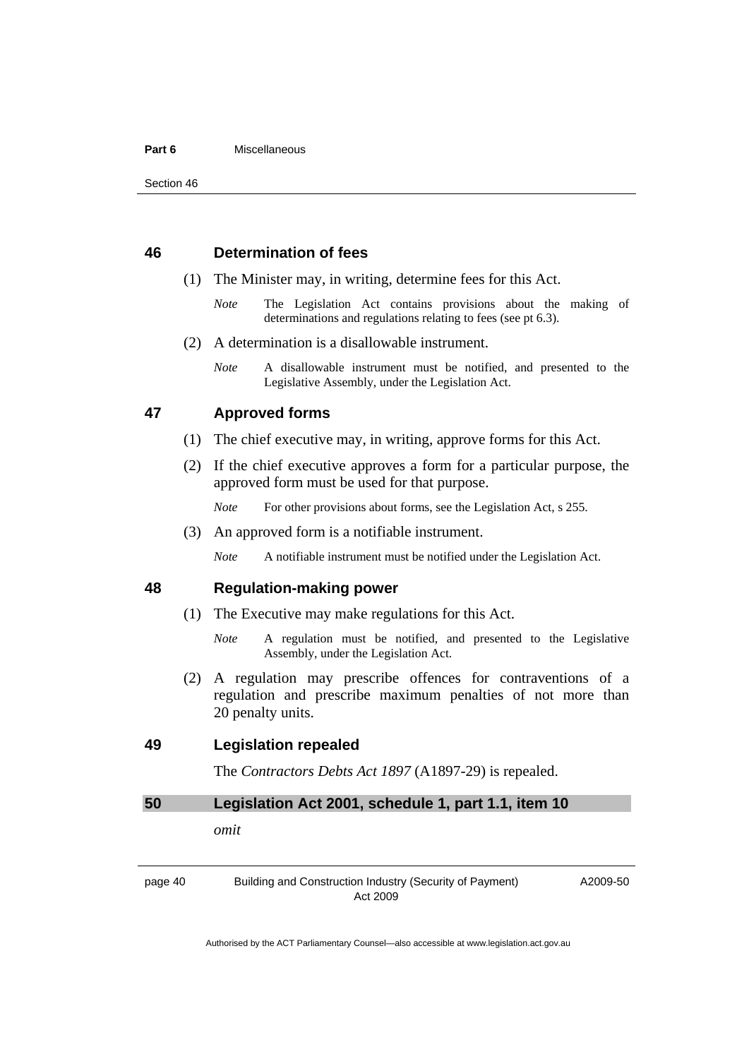### 46 Determination of fees

(1) The Minister may, in writing, determine fees for this Act.

*Note* The Legislation Act contains provisions about the making of determinations and regulations relating to fees (see pt 6.3).

(2) A determination is a disallowable instrument.

*Note* A disallowable instrument must be notified, and presented to the Legislative Assembly, under the Legislation Act.

### 47 Approved forms

(1) The chief executive may, in writing, approve forms for this Act.

(2) If the chief executive approves a form for a particular purpose, the approved form must be used for that purpose.

*Note* For other provisions about forms, see the Legislation Act, s 255.

(3) An approved form is a notifiable instrument.

*Note* A notifiable instrument must be notified under the Legislation Act.

### 48 Regulation-making power

(1) The Executive may make regulations for this Act.

*Note* A regulation must be notified, and presented to the Legislative Assembly, under the Legislation Act.

(2) A regulation may prescribe offences for contraventions of a regulation and prescribe maximum penalties of not more than 20 penalty units.

### 49 Legislation repealed

The *Contractors Debts Act 1897* (A1897-29) is repealed.

### 50 Legislation Act 2001, schedule 1, part 1.1, item 10

*omit*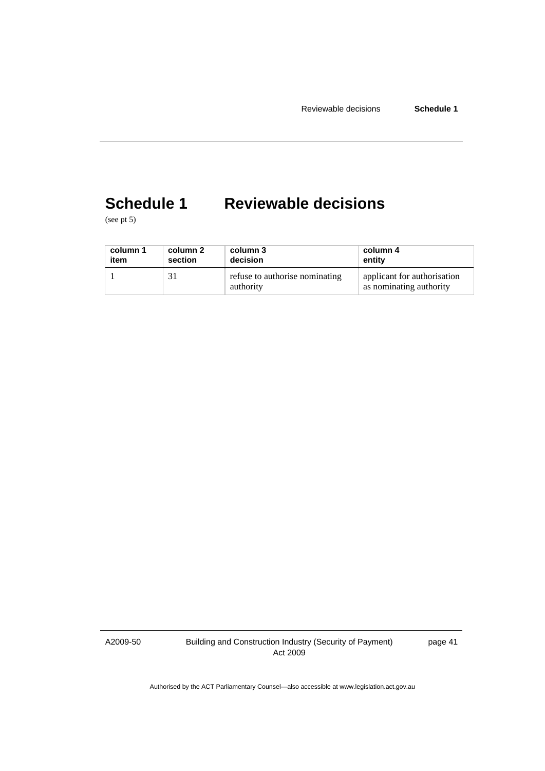# Schedule 1 Reviewable decisions

(see pt 5)

| column 1<br>item | column 2<br>section | column 3<br>decision | column 4<br>entity |
|---|---|---|---|
| 1 | 31 | refuse to authorise nominating authority | applicant for authorisation as nominating authority |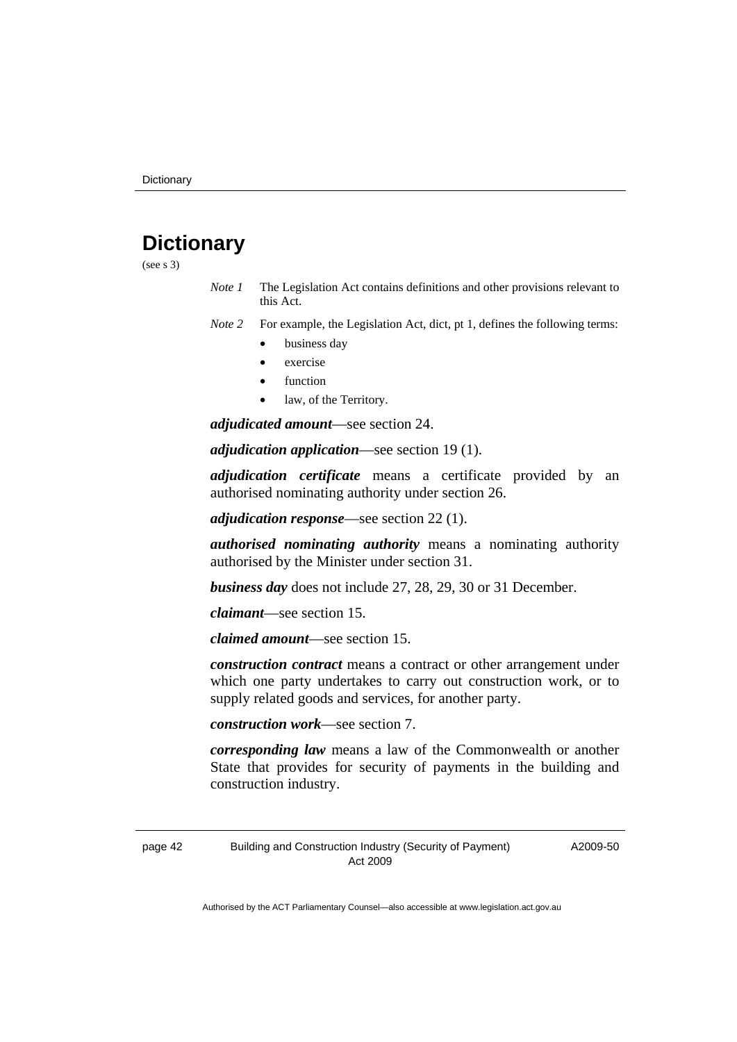# Dictionary

(see s 3)

*Note 1* The Legislation Act contains definitions and other provisions relevant to this Act.

*Note 2* For example, the Legislation Act, dict, pt 1, defines the following terms:

- business day
- exercise
- function
- law, of the Territory.

***adjudicated amount***—see section 24.

***adjudication application***—see section 19 (1).

***adjudication certificate*** means a certificate provided by an authorised nominating authority under section 26.

***adjudication response***—see section 22 (1).

***authorised nominating authority*** means a nominating authority authorised by the Minister under section 31.

***business day*** does not include 27, 28, 29, 30 or 31 December.

***claimant***—see section 15.

***claimed amount***—see section 15.

***construction contract*** means a contract or other arrangement under which one party undertakes to carry out construction work, or to supply related goods and services, for another party.

***construction work***—see section 7.

***corresponding law*** means a law of the Commonwealth or another State that provides for security of payments in the building and construction industry.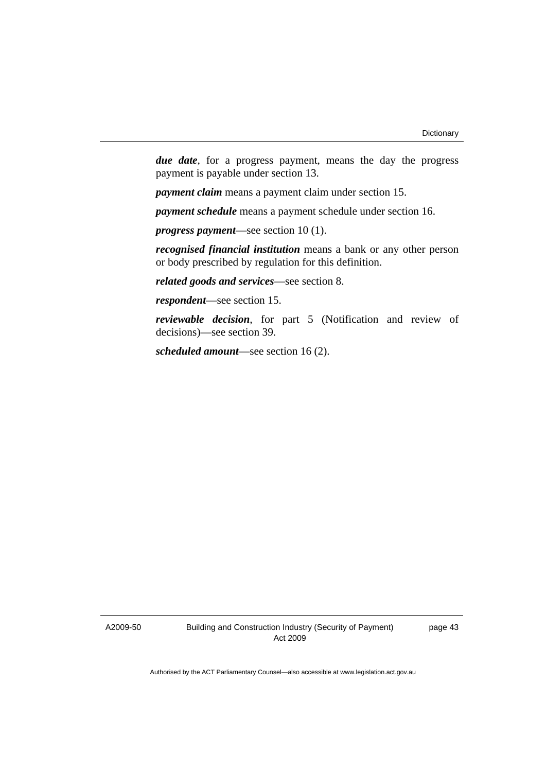***due date***, for a progress payment, means the day the progress payment is payable under section 13.

***payment claim*** means a payment claim under section 15.

***payment schedule*** means a payment schedule under section 16.

***progress payment***—see section 10 (1).

***recognised financial institution*** means a bank or any other person or body prescribed by regulation for this definition.

***related goods and services***—see section 8.

***respondent***—see section 15.

***reviewable decision***, for part 5 (Notification and review of decisions)—see section 39.

***scheduled amount***—see section 16 (2).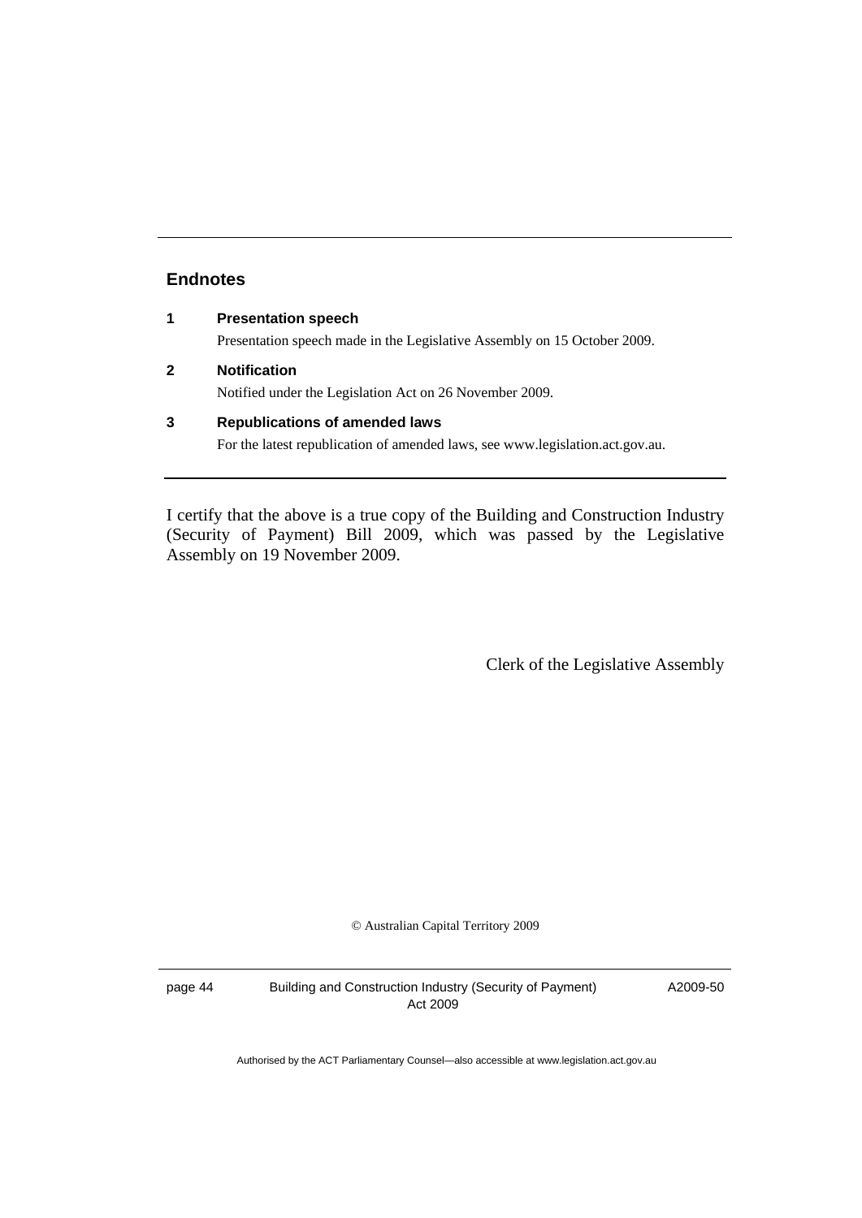## Endnotes

**1 Presentation speech**

Presentation speech made in the Legislative Assembly on 15 October 2009.

**2 Notification**

Notified under the Legislation Act on 26 November 2009.

**3 Republications of amended laws**

For the latest republication of amended laws, see www.legislation.act.gov.au.

---

I certify that the above is a true copy of the Building and Construction Industry (Security of Payment) Bill 2009, which was passed by the Legislative Assembly on 19 November 2009.

Clerk of the Legislative Assembly

© Australian Capital Territory 2009